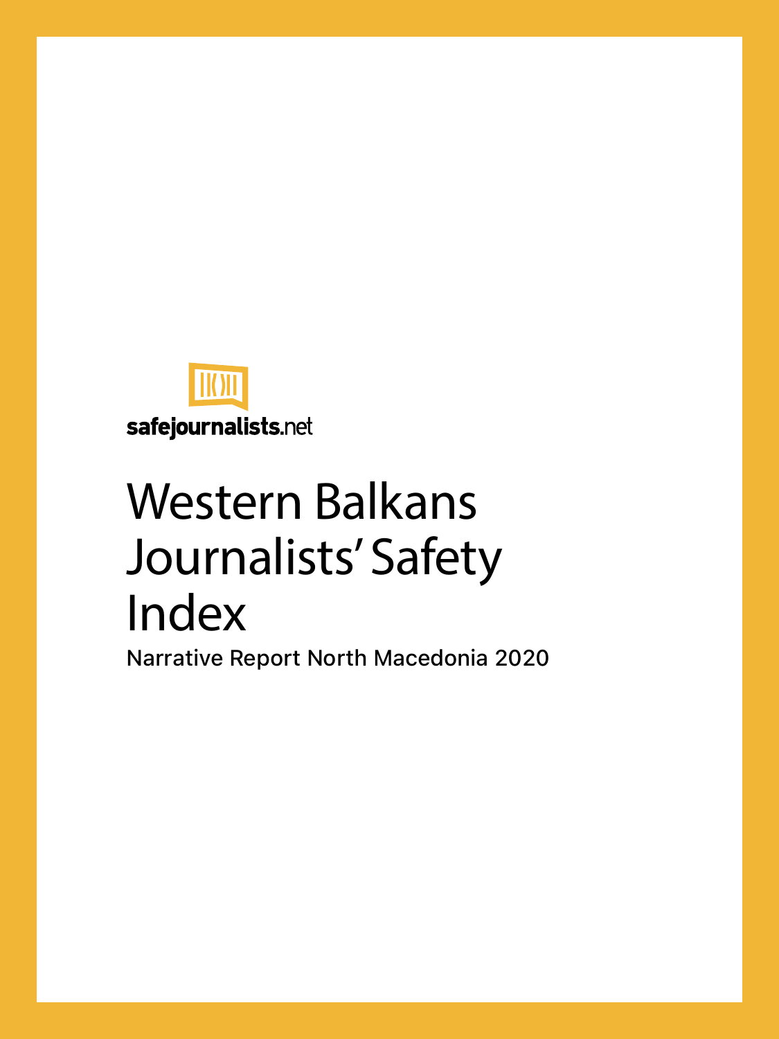safejournalists.net

# Western Balkans Journalists' Safety Index

Narrative Report North Macedonia 2020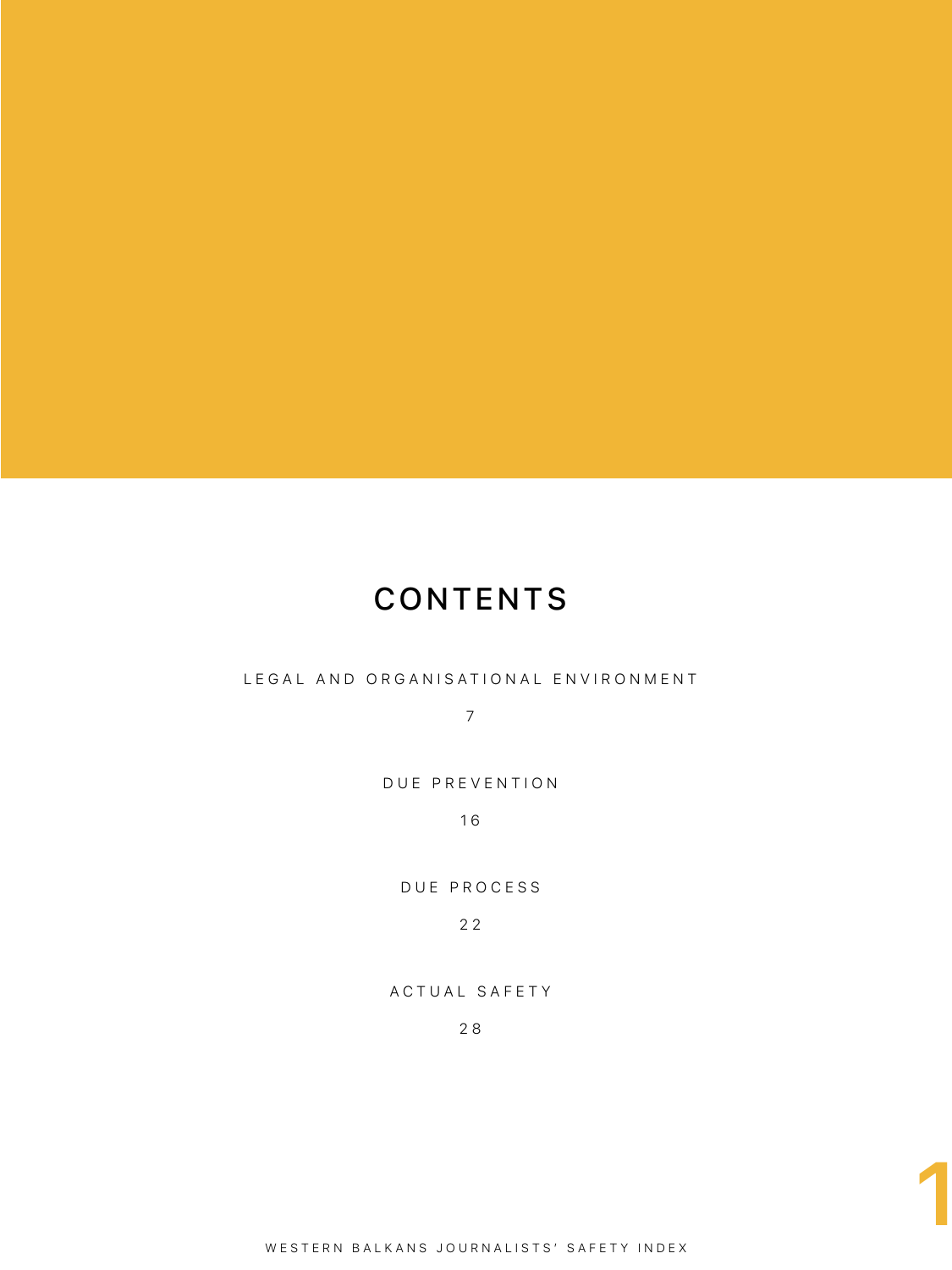# CONTENTS

LEGAL AND ORGANISATIONAL ENVIRONMENT

7

DUE PREVENTION

16

DUE PROCESS

22

ACTUAL SAFETY

28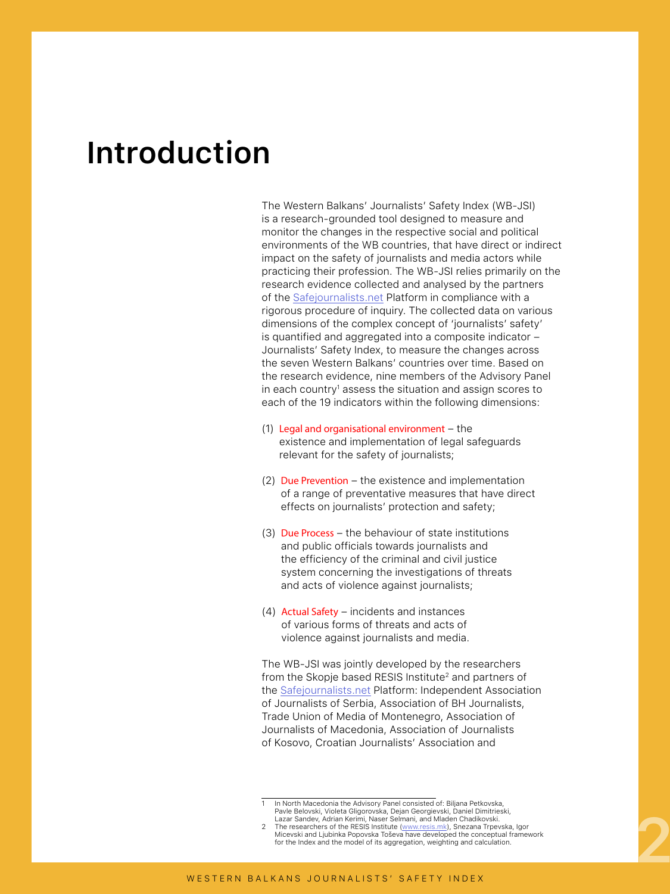# Introduction

The Western Balkans' Journalists' Safety Index (WB-JSI) is a research-grounded tool designed to measure and monitor the changes in the respective social and political environments of the WB countries, that have direct or indirect impact on the safety of journalists and media actors while practicing their profession. The WB-JSI relies primarily on the research evidence collected and analysed by the partners of the Safejournalists.net Platform in compliance with a rigorous procedure of inquiry. The collected data on various dimensions of the complex concept of 'journalists' safety' is quantified and aggregated into a composite indicator – Journalists' Safety Index, to measure the changes across the seven Western Balkans' countries over time. Based on the research evidence, nine members of the Advisory Panel in each country[1] assess the situation and assign scores to each of the 19 indicators within the following dimensions:

(1) Legal and organisational environment – the existence and implementation of legal safeguards relevant for the safety of journalists;

(2) Due Prevention – the existence and implementation of a range of preventative measures that have direct effects on journalists' protection and safety;

(3) Due Process – the behaviour of state institutions and public officials towards journalists and the efficiency of the criminal and civil justice system concerning the investigations of threats and acts of violence against journalists;

(4) Actual Safety – incidents and instances of various forms of threats and acts of violence against journalists and media.

The WB-JSI was jointly developed by the researchers from the Skopje based RESIS Institute[2] and partners of the Safejournalists.net Platform: Independent Association of Journalists of Serbia, Association of BH Journalists, Trade Union of Media of Montenegro, Association of Journalists of Macedonia, Association of Journalists of Kosovo, Croatian Journalists' Association and

---

1 In North Macedonia the Advisory Panel consisted of: Biljana Petkovska, Pavle Belovski, Violeta Gligorovska, Dejan Georgievski, Daniel Dimitrieski, Lazar Sandev, Adrian Kerimi, Naser Selmani, and Mladen Chadikovski.

2 The researchers of the RESIS Institute (www.resis.mk), Snezana Trpevska, Igor Micevski and Ljubinka Popovska Toševa have developed the conceptual framework for the Index and the model of its aggregation, weighting and calculation.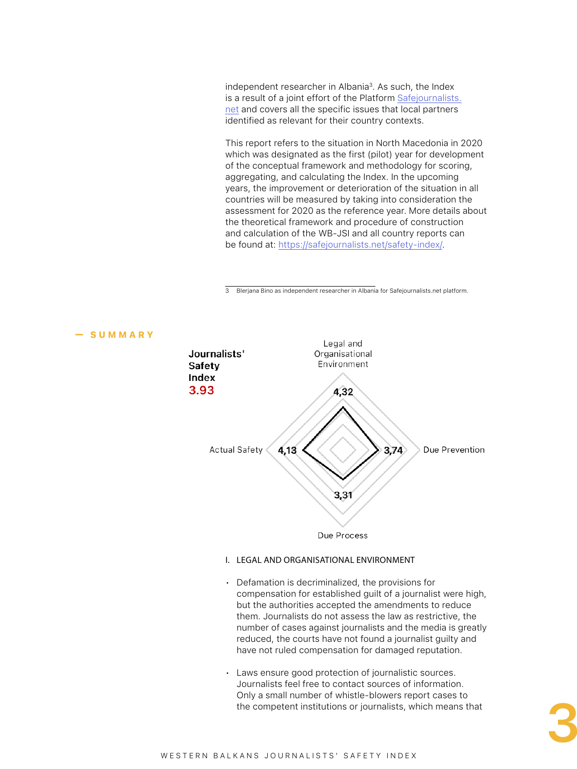independent researcher in Albania[3]. As such, the Index is a result of a joint effort of the Platform [Safejournalists.net](https://safejournalists.net) and covers all the specific issues that local partners identified as relevant for their country contexts.

This report refers to the situation in North Macedonia in 2020 which was designated as the first (pilot) year for development of the conceptual framework and methodology for scoring, aggregating, and calculating the Index. In the upcoming years, the improvement or deterioration of the situation in all countries will be measured by taking into consideration the assessment for 2020 as the reference year. More details about the theoretical framework and procedure of construction and calculation of the WB-JSI and all country reports can be found at: https://safejournalists.net/safety-index/.

3 Blerjana Bino as independent researcher in Albania for Safejournalists.net platform.

## — SUMMARY

**Journalists' Safety Index**
**3.93**

Legal and Organisational Environment: **4,32**

Due Prevention: **3,74**

Due Process: **3,31**

Actual Safety: **4,13**

I. LEGAL AND ORGANISATIONAL ENVIRONMENT

- Defamation is decriminalized, the provisions for compensation for established guilt of a journalist were high, but the authorities accepted the amendments to reduce them. Journalists do not assess the law as restrictive, the number of cases against journalists and the media is greatly reduced, the courts have not found a journalist guilty and have not ruled compensation for damaged reputation.
- Laws ensure good protection of journalistic sources. Journalists feel free to contact sources of information. Only a small number of whistle-blowers report cases to the competent institutions or journalists, which means that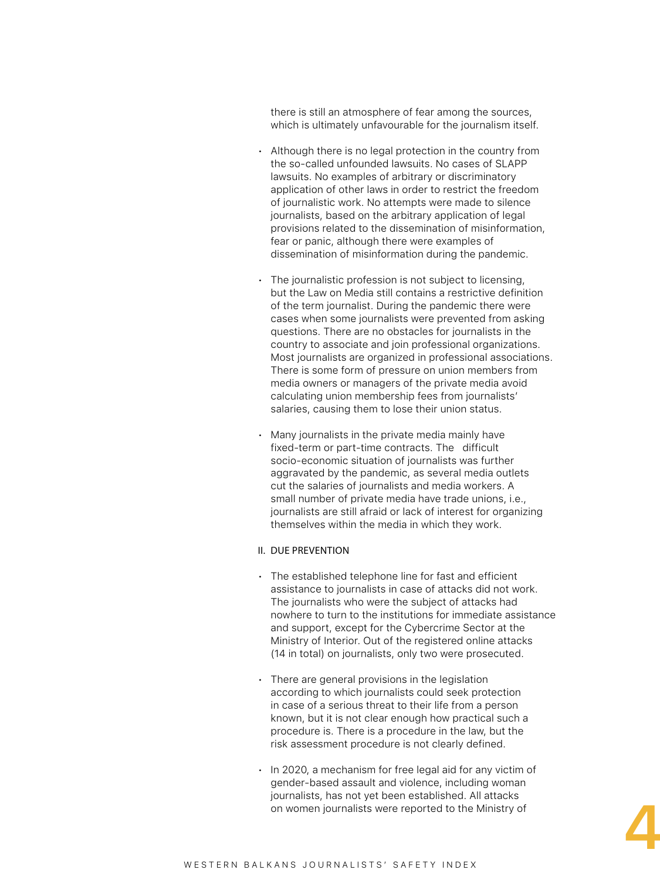there is still an atmosphere of fear among the sources, which is ultimately unfavourable for the journalism itself.

- Although there is no legal protection in the country from the so-called unfounded lawsuits. No cases of SLAPP lawsuits. No examples of arbitrary or discriminatory application of other laws in order to restrict the freedom of journalistic work. No attempts were made to silence journalists, based on the arbitrary application of legal provisions related to the dissemination of misinformation, fear or panic, although there were examples of dissemination of misinformation during the pandemic.

- The journalistic profession is not subject to licensing, but the Law on Media still contains a restrictive definition of the term journalist. During the pandemic there were cases when some journalists were prevented from asking questions. There are no obstacles for journalists in the country to associate and join professional organizations. Most journalists are organized in professional associations. There is some form of pressure on union members from media owners or managers of the private media avoid calculating union membership fees from journalists' salaries, causing them to lose their union status.

- Many journalists in the private media mainly have fixed-term or part-time contracts. The difficult socio-economic situation of journalists was further aggravated by the pandemic, as several media outlets cut the salaries of journalists and media workers. A small number of private media have trade unions, i.e., journalists are still afraid or lack of interest for organizing themselves within the media in which they work.

## II. DUE PREVENTION

- The established telephone line for fast and efficient assistance to journalists in case of attacks did not work. The journalists who were the subject of attacks had nowhere to turn to the institutions for immediate assistance and support, except for the Cybercrime Sector at the Ministry of Interior. Out of the registered online attacks (14 in total) on journalists, only two were prosecuted.

- There are general provisions in the legislation according to which journalists could seek protection in case of a serious threat to their life from a person known, but it is not clear enough how practical such a procedure is. There is a procedure in the law, but the risk assessment procedure is not clearly defined.

- In 2020, a mechanism for free legal aid for any victim of gender-based assault and violence, including woman journalists, has not yet been established. All attacks on women journalists were reported to the Ministry of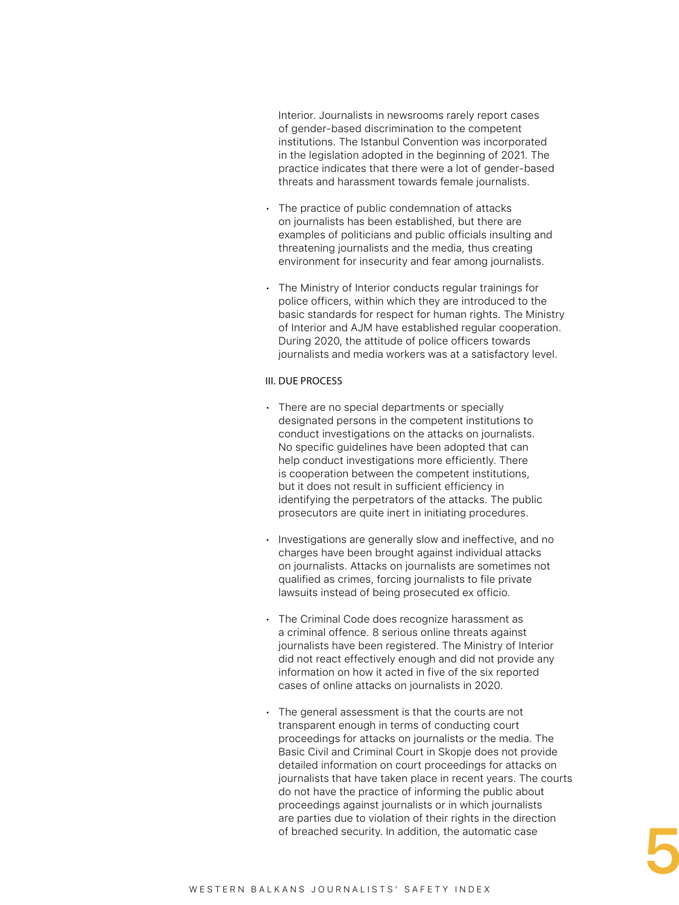Interior. Journalists in newsrooms rarely report cases of gender-based discrimination to the competent institutions. The Istanbul Convention was incorporated in the legislation adopted in the beginning of 2021. The practice indicates that there were a lot of gender-based threats and harassment towards female journalists.

- The practice of public condemnation of attacks on journalists has been established, but there are examples of politicians and public officials insulting and threatening journalists and the media, thus creating environment for insecurity and fear among journalists.

- The Ministry of Interior conducts regular trainings for police officers, within which they are introduced to the basic standards for respect for human rights. The Ministry of Interior and AJM have established regular cooperation. During 2020, the attitude of police officers towards journalists and media workers was at a satisfactory level.

III. DUE PROCESS

- There are no special departments or specially designated persons in the competent institutions to conduct investigations on the attacks on journalists. No specific guidelines have been adopted that can help conduct investigations more efficiently. There is cooperation between the competent institutions, but it does not result in sufficient efficiency in identifying the perpetrators of the attacks. The public prosecutors are quite inert in initiating procedures.

- Investigations are generally slow and ineffective, and no charges have been brought against individual attacks on journalists. Attacks on journalists are sometimes not qualified as crimes, forcing journalists to file private lawsuits instead of being prosecuted ex officio.

- The Criminal Code does recognize harassment as a criminal offence. 8 serious online threats against journalists have been registered. The Ministry of Interior did not react effectively enough and did not provide any information on how it acted in five of the six reported cases of online attacks on journalists in 2020.

- The general assessment is that the courts are not transparent enough in terms of conducting court proceedings for attacks on journalists or the media. The Basic Civil and Criminal Court in Skopje does not provide detailed information on court proceedings for attacks on journalists that have taken place in recent years. The courts do not have the practice of informing the public about proceedings against journalists or in which journalists are parties due to violation of their rights in the direction of breached security. In addition, the automatic case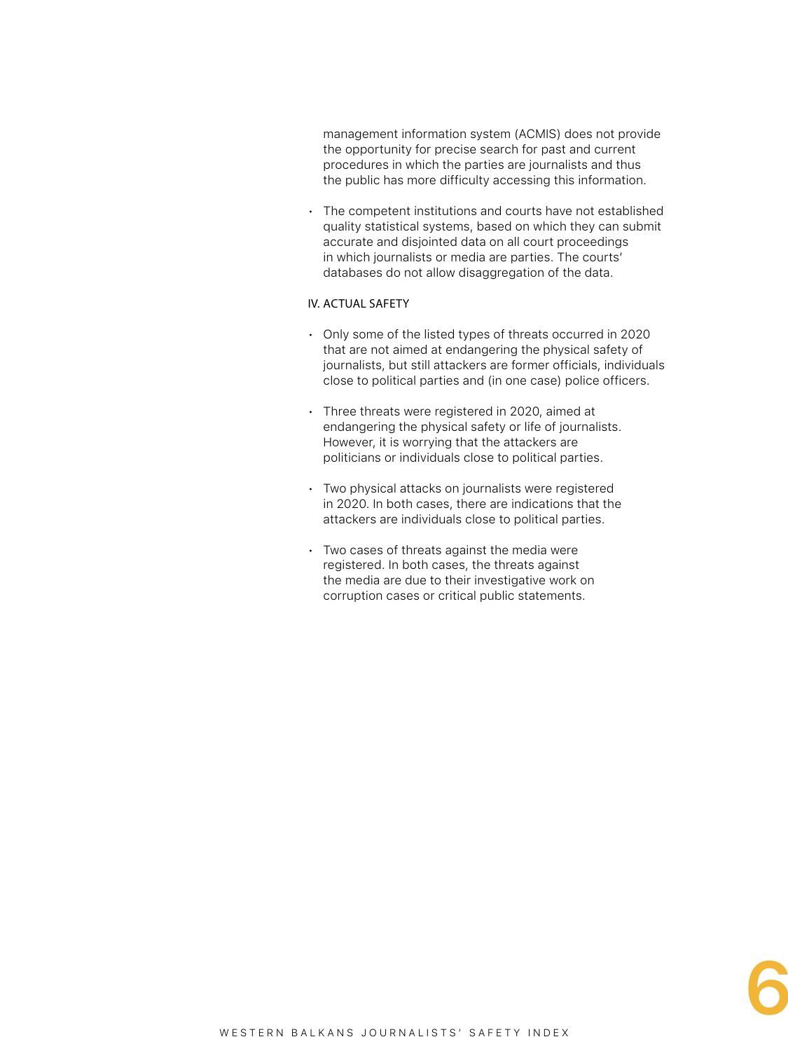management information system (ACMIS) does not provide the opportunity for precise search for past and current procedures in which the parties are journalists and thus the public has more difficulty accessing this information.

- The competent institutions and courts have not established quality statistical systems, based on which they can submit accurate and disjointed data on all court proceedings in which journalists or media are parties. The courts' databases do not allow disaggregation of the data.

### IV. ACTUAL SAFETY

- Only some of the listed types of threats occurred in 2020 that are not aimed at endangering the physical safety of journalists, but still attackers are former officials, individuals close to political parties and (in one case) police officers.

- Three threats were registered in 2020, aimed at endangering the physical safety or life of journalists. However, it is worrying that the attackers are politicians or individuals close to political parties.

- Two physical attacks on journalists were registered in 2020. In both cases, there are indications that the attackers are individuals close to political parties.

- Two cases of threats against the media were registered. In both cases, the threats against the media are due to their investigative work on corruption cases or critical public statements.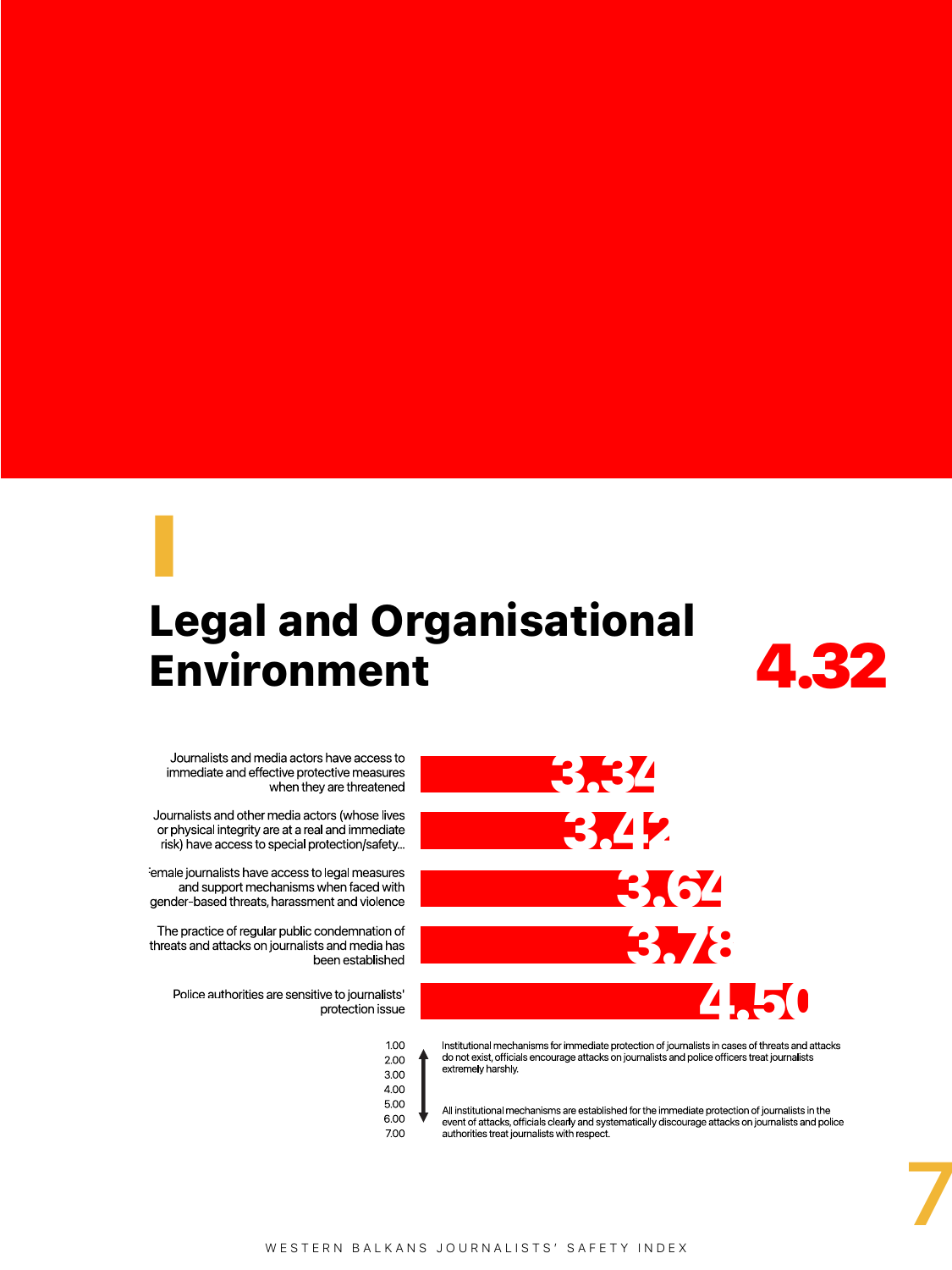# I

## Legal and Organisational Environment

**4.32**

| Indicator | Score |
|---|---|
| Journalists and media actors have access to immediate and effective protective measures when they are threatened | 3.34 |
| Journalists and other media actors (whose lives or physical integrity are at a real and immediate risk) have access to special protection/safety... | 3.42 |
| Female journalists have access to legal measures and support mechanisms when faced with gender-based threats, harassment and violence | 3.64 |
| The practice of regular public condemnation of threats and attacks on journalists and media has been established | 3.78 |
| Police authorities are sensitive to journalists' protection issue | 4.50 |

Scale: 1.00 – 7.00

1.00: Institutional mechanisms for immediate protection of journalists in cases of threats and attacks do not exist, officials encourage attacks on journalists and police officers treat journalists extremely harshly.

7.00: All institutional mechanisms are established for the immediate protection of journalists in the event of attacks, officials clearly and systematically discourage attacks on journalists and police authorities treat journalists with respect.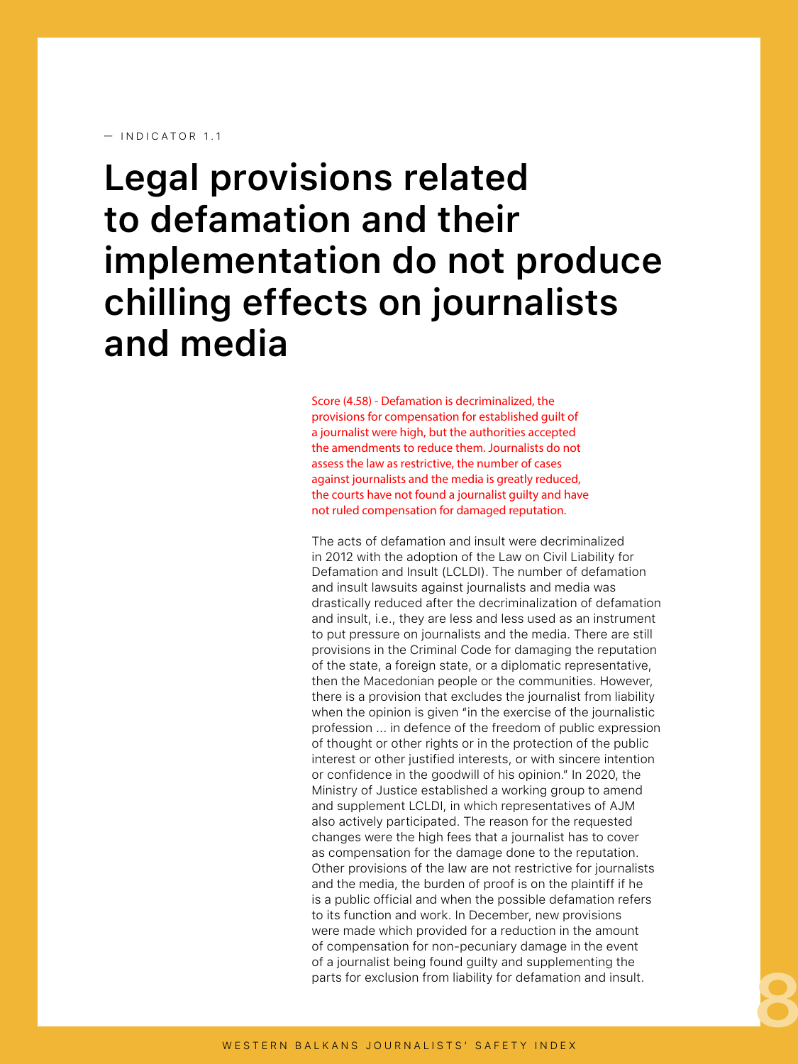— INDICATOR 1.1

# Legal provisions related to defamation and their implementation do not produce chilling effects on journalists and media

Score (4.58) - Defamation is decriminalized, the provisions for compensation for established guilt of a journalist were high, but the authorities accepted the amendments to reduce them. Journalists do not assess the law as restrictive, the number of cases against journalists and the media is greatly reduced, the courts have not found a journalist guilty and have not ruled compensation for damaged reputation.

The acts of defamation and insult were decriminalized in 2012 with the adoption of the Law on Civil Liability for Defamation and Insult (LCLDI). The number of defamation and insult lawsuits against journalists and media was drastically reduced after the decriminalization of defamation and insult, i.e., they are less and less used as an instrument to put pressure on journalists and the media. There are still provisions in the Criminal Code for damaging the reputation of the state, a foreign state, or a diplomatic representative, then the Macedonian people or the communities. However, there is a provision that excludes the journalist from liability when the opinion is given "in the exercise of the journalistic profession ... in defence of the freedom of public expression of thought or other rights or in the protection of the public interest or other justified interests, or with sincere intention or confidence in the goodwill of his opinion." In 2020, the Ministry of Justice established a working group to amend and supplement LCLDI, in which representatives of AJM also actively participated. The reason for the requested changes were the high fees that a journalist has to cover as compensation for the damage done to the reputation. Other provisions of the law are not restrictive for journalists and the media, the burden of proof is on the plaintiff if he is a public official and when the possible defamation refers to its function and work. In December, new provisions were made which provided for a reduction in the amount of compensation for non-pecuniary damage in the event of a journalist being found guilty and supplementing the parts for exclusion from liability for defamation and insult.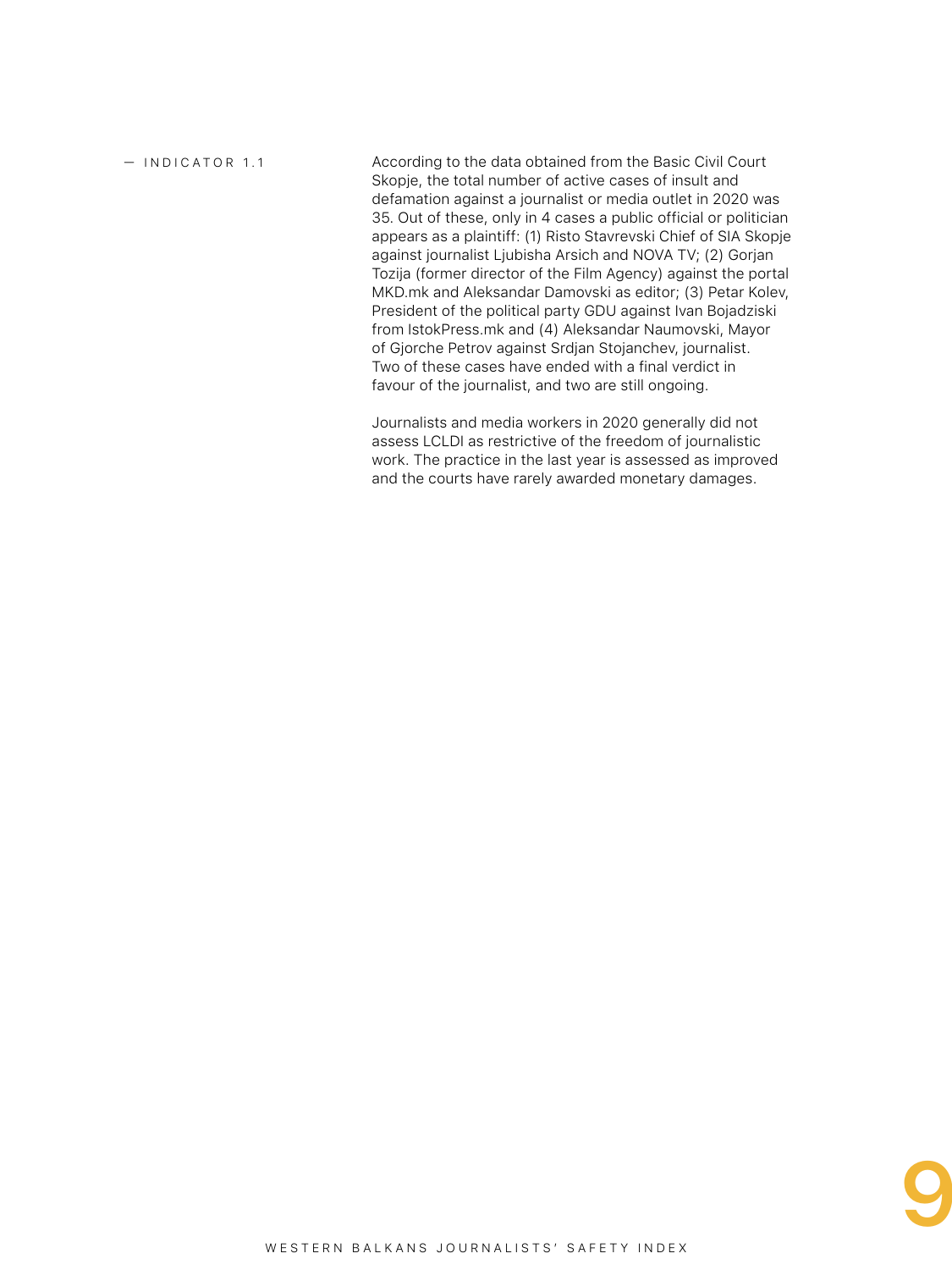— INDICATOR 1.1

According to the data obtained from the Basic Civil Court Skopje, the total number of active cases of insult and defamation against a journalist or media outlet in 2020 was 35. Out of these, only in 4 cases a public official or politician appears as a plaintiff: (1) Risto Stavrevski Chief of SIA Skopje against journalist Ljubisha Arsich and NOVA TV; (2) Gorjan Tozija (former director of the Film Agency) against the portal MKD.mk and Aleksandar Damovski as editor; (3) Petar Kolev, President of the political party GDU against Ivan Bojadziski from IstokPress.mk and (4) Aleksandar Naumovski, Mayor of Gjorche Petrov against Srdjan Stojanchev, journalist. Two of these cases have ended with a final verdict in favour of the journalist, and two are still ongoing.

Journalists and media workers in 2020 generally did not assess LCLDI as restrictive of the freedom of journalistic work. The practice in the last year is assessed as improved and the courts have rarely awarded monetary damages.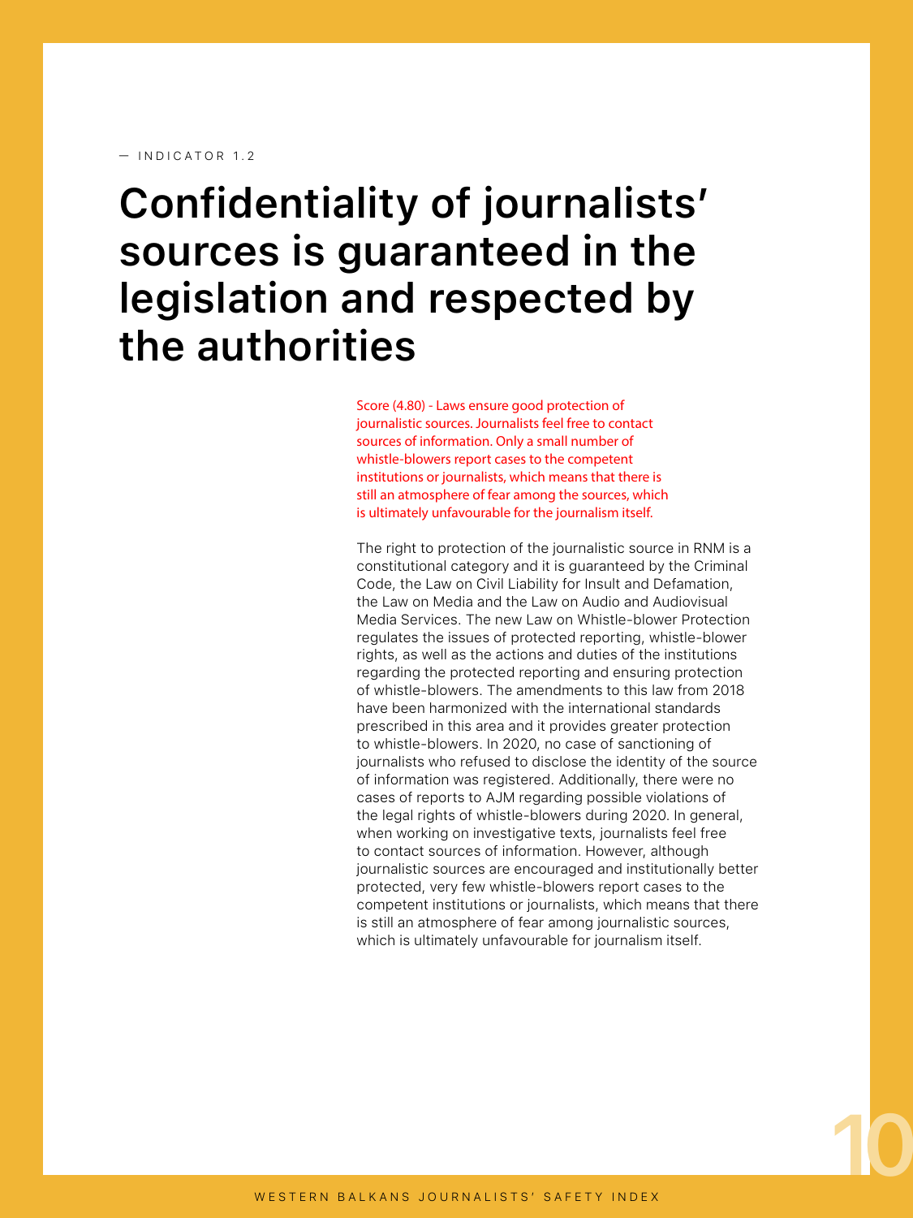— INDICATOR 1.2

# Confidentiality of journalists' sources is guaranteed in the legislation and respected by the authorities

Score (4.80) - Laws ensure good protection of journalistic sources. Journalists feel free to contact sources of information. Only a small number of whistle-blowers report cases to the competent institutions or journalists, which means that there is still an atmosphere of fear among the sources, which is ultimately unfavourable for the journalism itself.

The right to protection of the journalistic source in RNM is a constitutional category and it is guaranteed by the Criminal Code, the Law on Civil Liability for Insult and Defamation, the Law on Media and the Law on Audio and Audiovisual Media Services. The new Law on Whistle-blower Protection regulates the issues of protected reporting, whistle-blower rights, as well as the actions and duties of the institutions regarding the protected reporting and ensuring protection of whistle-blowers. The amendments to this law from 2018 have been harmonized with the international standards prescribed in this area and it provides greater protection to whistle-blowers. In 2020, no case of sanctioning of journalists who refused to disclose the identity of the source of information was registered. Additionally, there were no cases of reports to AJM regarding possible violations of the legal rights of whistle-blowers during 2020. In general, when working on investigative texts, journalists feel free to contact sources of information. However, although journalistic sources are encouraged and institutionally better protected, very few whistle-blowers report cases to the competent institutions or journalists, which means that there is still an atmosphere of fear among journalistic sources, which is ultimately unfavourable for journalism itself.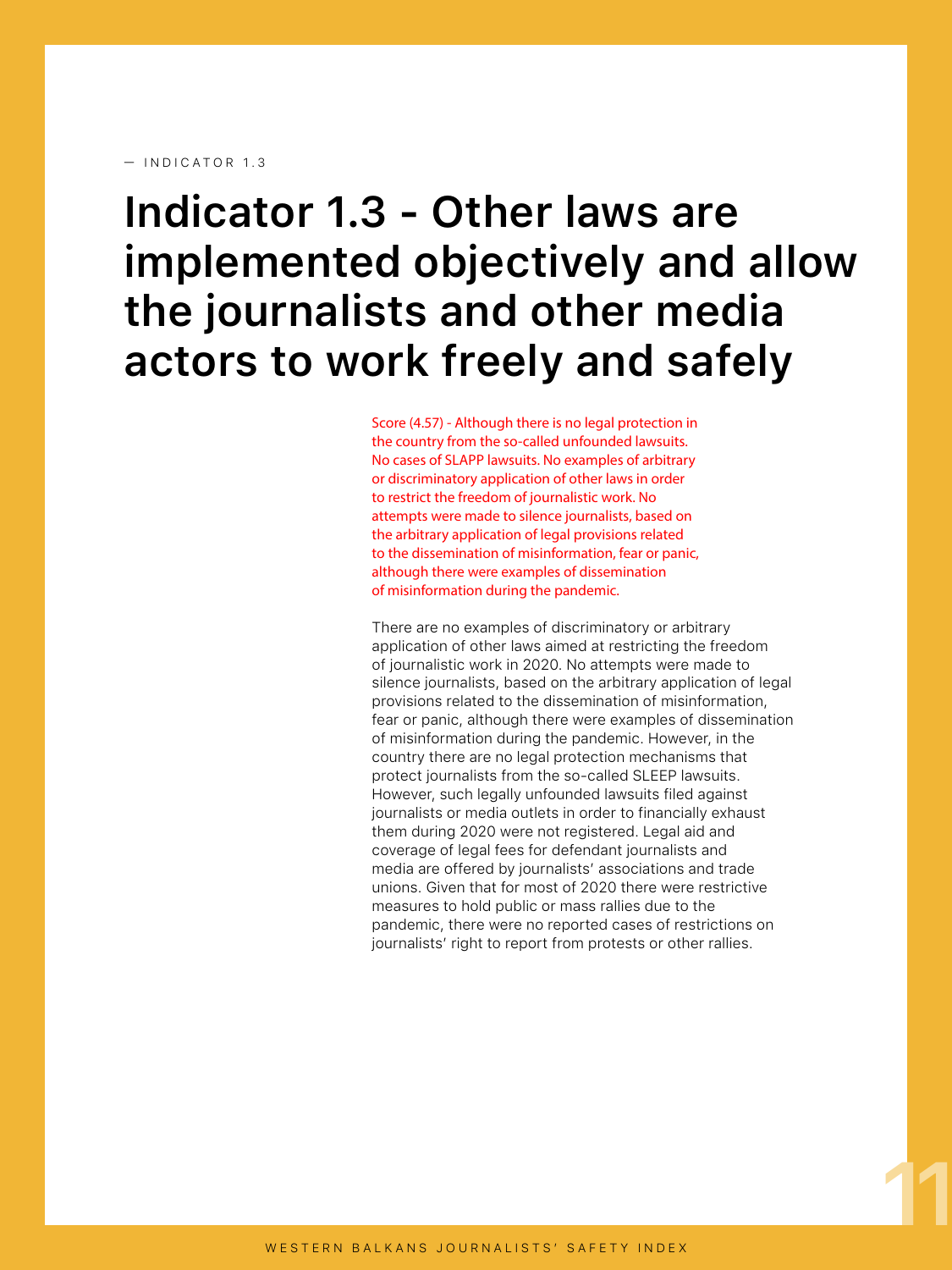— INDICATOR 1.3

# Indicator 1.3 - Other laws are implemented objectively and allow the journalists and other media actors to work freely and safely

Score (4.57) - Although there is no legal protection in the country from the so-called unfounded lawsuits. No cases of SLAPP lawsuits. No examples of arbitrary or discriminatory application of other laws in order to restrict the freedom of journalistic work. No attempts were made to silence journalists, based on the arbitrary application of legal provisions related to the dissemination of misinformation, fear or panic, although there were examples of dissemination of misinformation during the pandemic.

There are no examples of discriminatory or arbitrary application of other laws aimed at restricting the freedom of journalistic work in 2020. No attempts were made to silence journalists, based on the arbitrary application of legal provisions related to the dissemination of misinformation, fear or panic, although there were examples of dissemination of misinformation during the pandemic. However, in the country there are no legal protection mechanisms that protect journalists from the so-called SLEEP lawsuits. However, such legally unfounded lawsuits filed against journalists or media outlets in order to financially exhaust them during 2020 were not registered. Legal aid and coverage of legal fees for defendant journalists and media are offered by journalists' associations and trade unions. Given that for most of 2020 there were restrictive measures to hold public or mass rallies due to the pandemic, there were no reported cases of restrictions on journalists' right to report from protests or other rallies.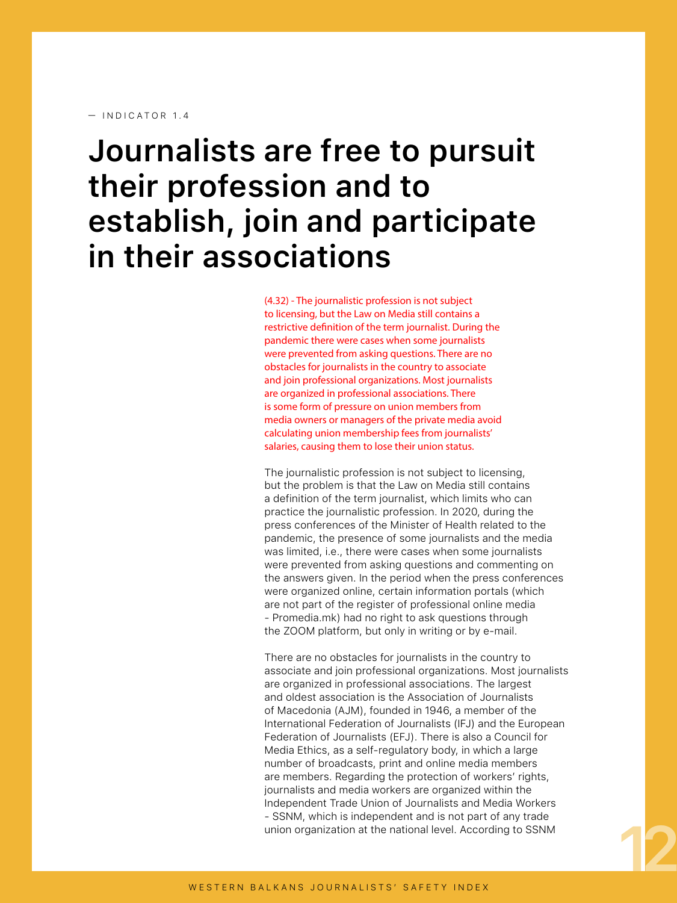— INDICATOR 1.4

# Journalists are free to pursuit their profession and to establish, join and participate in their associations

(4.32) - The journalistic profession is not subject to licensing, but the Law on Media still contains a restrictive definition of the term journalist. During the pandemic there were cases when some journalists were prevented from asking questions. There are no obstacles for journalists in the country to associate and join professional organizations. Most journalists are organized in professional associations. There is some form of pressure on union members from media owners or managers of the private media avoid calculating union membership fees from journalists' salaries, causing them to lose their union status.

The journalistic profession is not subject to licensing, but the problem is that the Law on Media still contains a definition of the term journalist, which limits who can practice the journalistic profession. In 2020, during the press conferences of the Minister of Health related to the pandemic, the presence of some journalists and the media was limited, i.e., there were cases when some journalists were prevented from asking questions and commenting on the answers given. In the period when the press conferences were organized online, certain information portals (which are not part of the register of professional online media - Promedia.mk) had no right to ask questions through the ZOOM platform, but only in writing or by e-mail.

There are no obstacles for journalists in the country to associate and join professional organizations. Most journalists are organized in professional associations. The largest and oldest association is the Association of Journalists of Macedonia (AJM), founded in 1946, a member of the International Federation of Journalists (IFJ) and the European Federation of Journalists (EFJ). There is also a Council for Media Ethics, as a self-regulatory body, in which a large number of broadcasts, print and online media members are members. Regarding the protection of workers' rights, journalists and media workers are organized within the Independent Trade Union of Journalists and Media Workers - SSNM, which is independent and is not part of any trade union organization at the national level. According to SSNM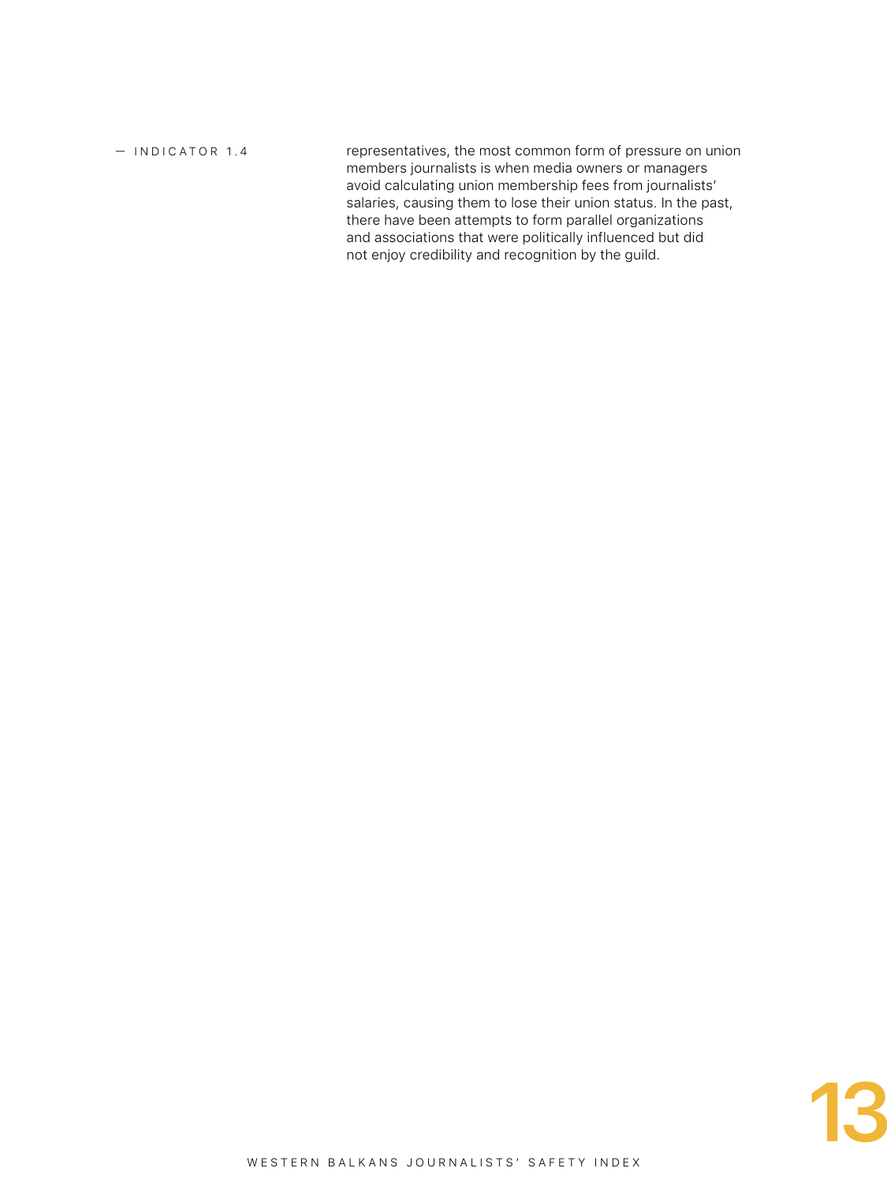— INDICATOR 1.4

representatives, the most common form of pressure on union members journalists is when media owners or managers avoid calculating union membership fees from journalists' salaries, causing them to lose their union status. In the past, there have been attempts to form parallel organizations and associations that were politically influenced but did not enjoy credibility and recognition by the guild.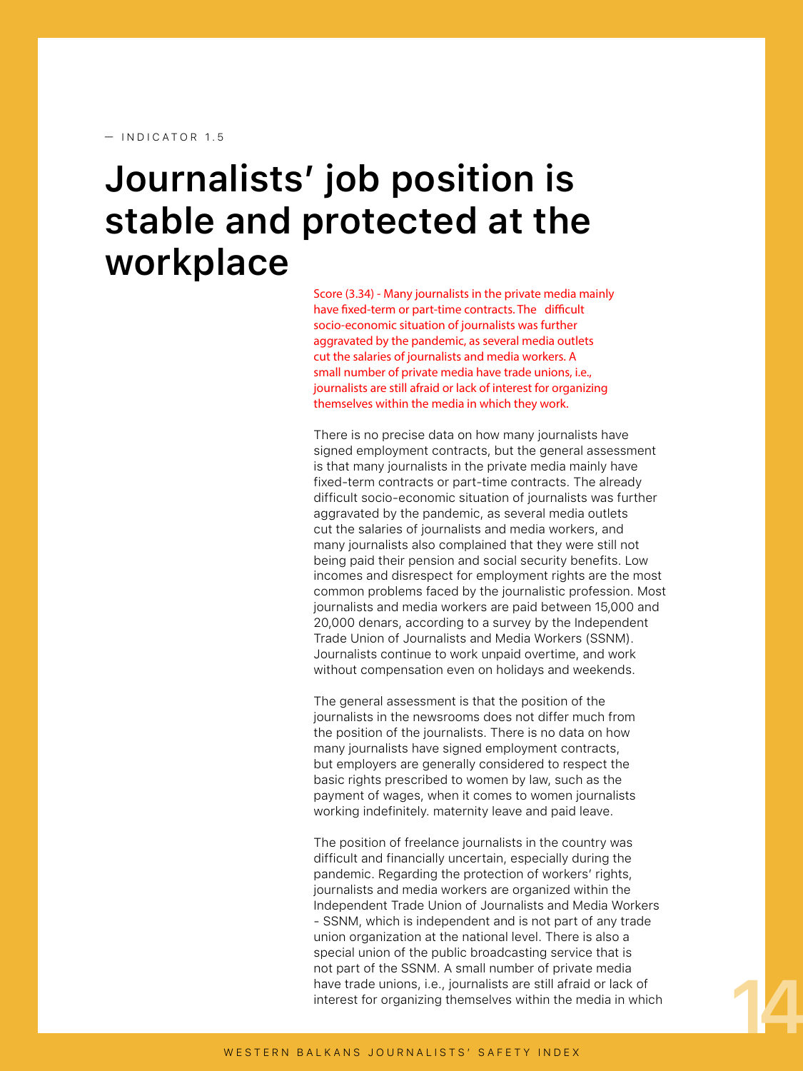— INDICATOR 1.5

# Journalists' job position is stable and protected at the workplace

Score (3.34) - Many journalists in the private media mainly have fixed-term or part-time contracts. The difficult socio-economic situation of journalists was further aggravated by the pandemic, as several media outlets cut the salaries of journalists and media workers. A small number of private media have trade unions, i.e., journalists are still afraid or lack of interest for organizing themselves within the media in which they work.

There is no precise data on how many journalists have signed employment contracts, but the general assessment is that many journalists in the private media mainly have fixed-term contracts or part-time contracts. The already difficult socio-economic situation of journalists was further aggravated by the pandemic, as several media outlets cut the salaries of journalists and media workers, and many journalists also complained that they were still not being paid their pension and social security benefits. Low incomes and disrespect for employment rights are the most common problems faced by the journalistic profession. Most journalists and media workers are paid between 15,000 and 20,000 denars, according to a survey by the Independent Trade Union of Journalists and Media Workers (SSNM). Journalists continue to work unpaid overtime, and work without compensation even on holidays and weekends.

The general assessment is that the position of the journalists in the newsrooms does not differ much from the position of the journalists. There is no data on how many journalists have signed employment contracts, but employers are generally considered to respect the basic rights prescribed to women by law, such as the payment of wages, when it comes to women journalists working indefinitely. maternity leave and paid leave.

The position of freelance journalists in the country was difficult and financially uncertain, especially during the pandemic. Regarding the protection of workers' rights, journalists and media workers are organized within the Independent Trade Union of Journalists and Media Workers - SSNM, which is independent and is not part of any trade union organization at the national level. There is also a special union of the public broadcasting service that is not part of the SSNM. A small number of private media have trade unions, i.e., journalists are still afraid or lack of interest for organizing themselves within the media in which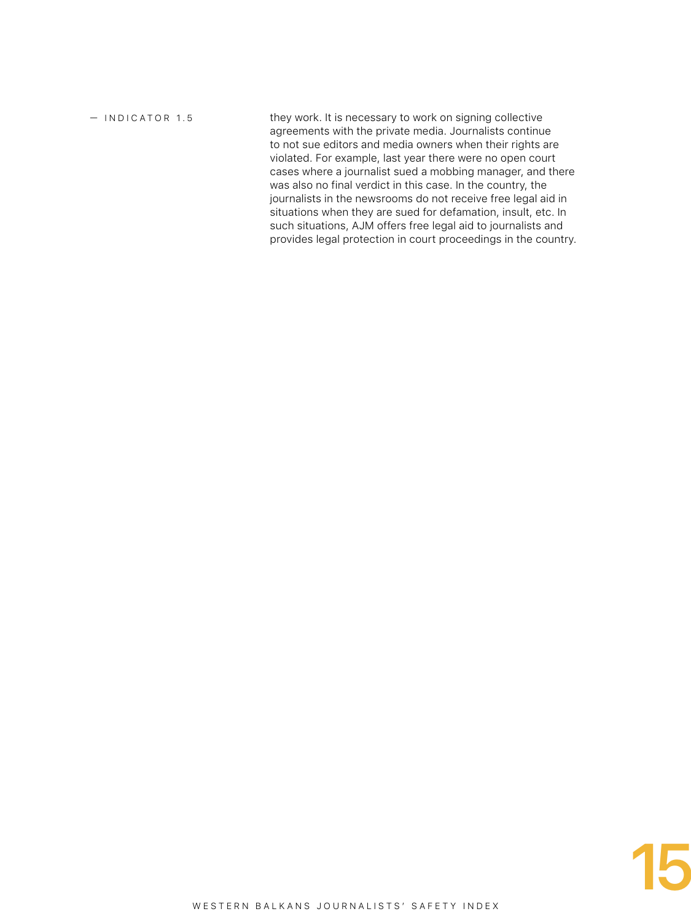— INDICATOR 1.5

they work. It is necessary to work on signing collective agreements with the private media. Journalists continue to not sue editors and media owners when their rights are violated. For example, last year there were no open court cases where a journalist sued a mobbing manager, and there was also no final verdict in this case. In the country, the journalists in the newsrooms do not receive free legal aid in situations when they are sued for defamation, insult, etc. In such situations, AJM offers free legal aid to journalists and provides legal protection in court proceedings in the country.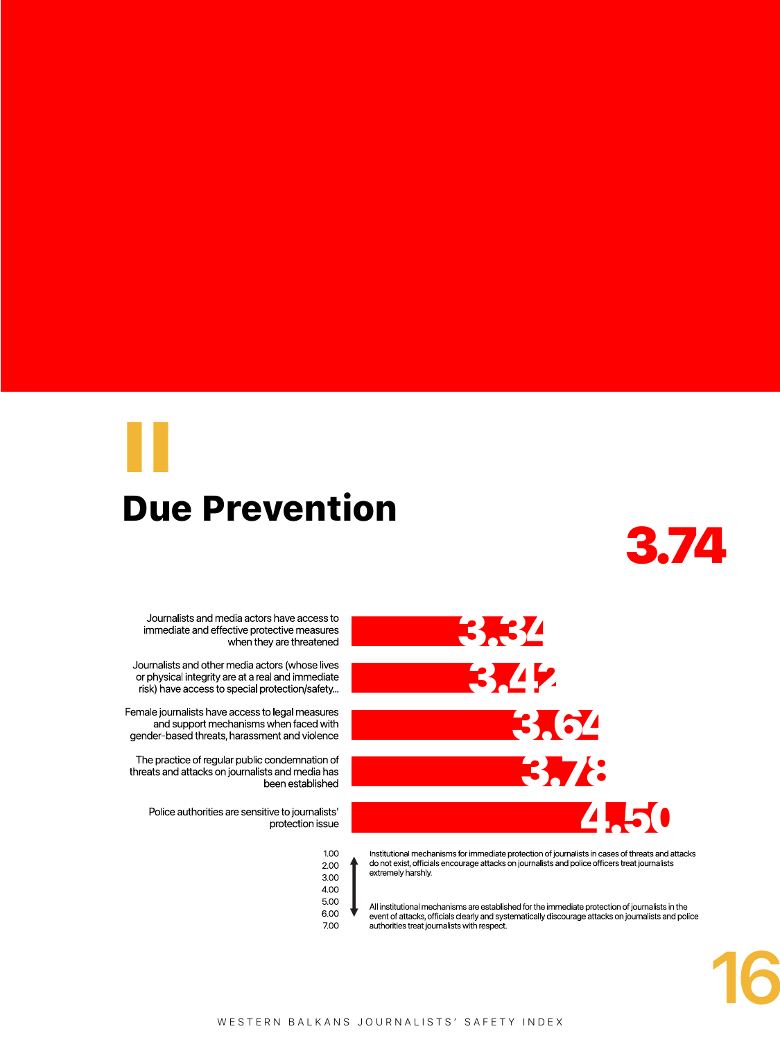# II

## Due Prevention

**3.74**

| Indicator | Score |
| --- | --- |
| Journalists and media actors have access to immediate and effective protective measures when they are threatened | 3.34 |
| Journalists and other media actors (whose lives or physical integrity are at a real and immediate risk) have access to special protection/safety... | 3.42 |
| Female journalists have access to legal measures and support mechanisms when faced with gender-based threats, harassment and violence | 3.64 |
| The practice of regular public condemnation of threats and attacks on journalists and media has been established | 3.78 |
| Police authorities are sensitive to journalists' protection issue | 4.50 |

1.00
2.00
3.00
4.00
5.00
6.00
7.00

Institutional mechanisms for immediate protection of journalists in cases of threats and attacks do not exist, officials encourage attacks on journalists and police officers treat journalists extremely harshly.

All institutional mechanisms are established for the immediate protection of journalists in the event of attacks, officials clearly and systematically discourage attacks on journalists and police authorities treat journalists with respect.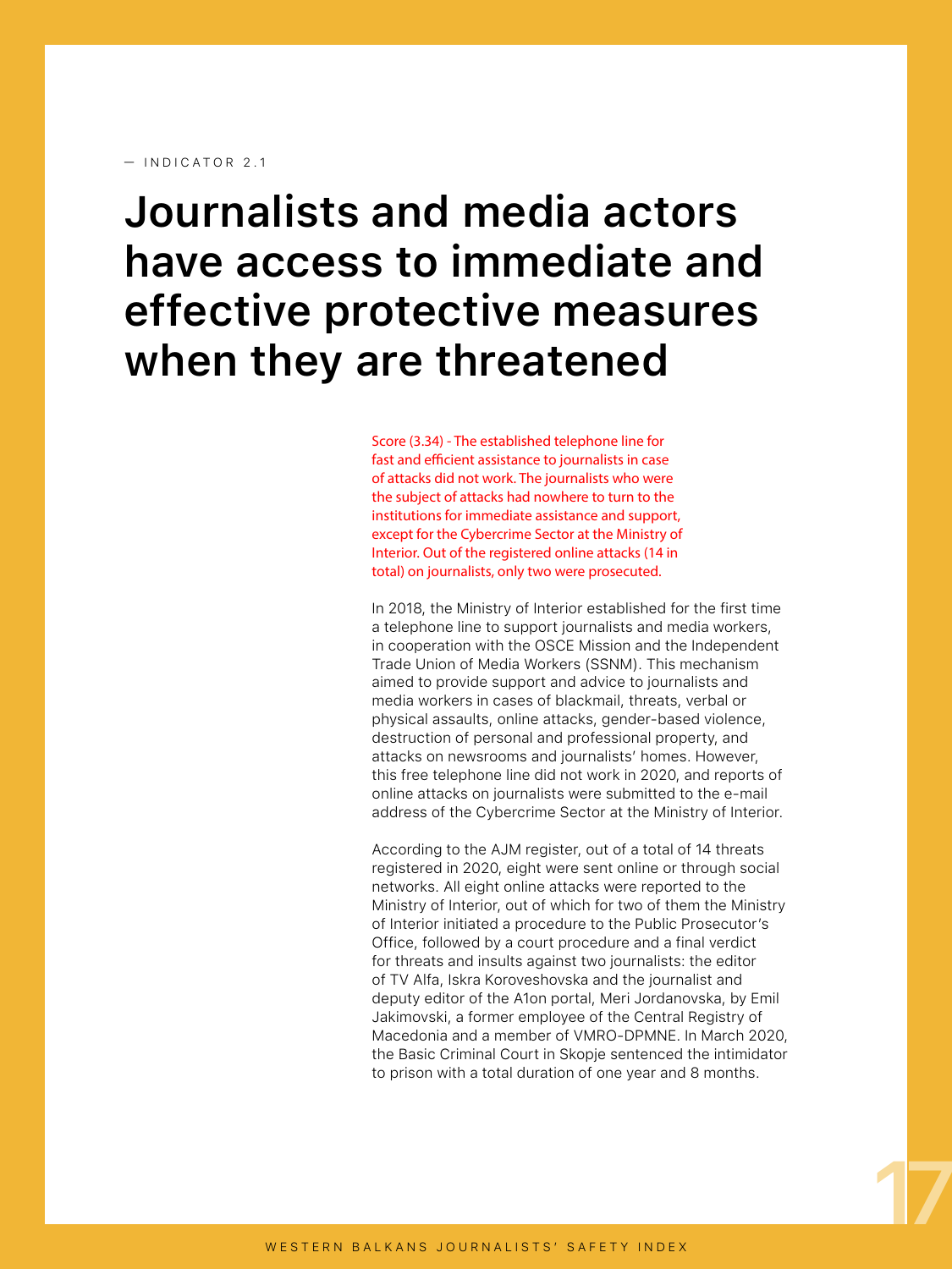— INDICATOR 2.1

# Journalists and media actors have access to immediate and effective protective measures when they are threatened

Score (3.34) - The established telephone line for fast and efficient assistance to journalists in case of attacks did not work. The journalists who were the subject of attacks had nowhere to turn to the institutions for immediate assistance and support, except for the Cybercrime Sector at the Ministry of Interior. Out of the registered online attacks (14 in total) on journalists, only two were prosecuted.

In 2018, the Ministry of Interior established for the first time a telephone line to support journalists and media workers, in cooperation with the OSCE Mission and the Independent Trade Union of Media Workers (SSNM). This mechanism aimed to provide support and advice to journalists and media workers in cases of blackmail, threats, verbal or physical assaults, online attacks, gender-based violence, destruction of personal and professional property, and attacks on newsrooms and journalists' homes. However, this free telephone line did not work in 2020, and reports of online attacks on journalists were submitted to the e-mail address of the Cybercrime Sector at the Ministry of Interior.

According to the AJM register, out of a total of 14 threats registered in 2020, eight were sent online or through social networks. All eight online attacks were reported to the Ministry of Interior, out of which for two of them the Ministry of Interior initiated a procedure to the Public Prosecutor's Office, followed by a court procedure and a final verdict for threats and insults against two journalists: the editor of TV Alfa, Iskra Koroveshovska and the journalist and deputy editor of the A1on portal, Meri Jordanovska, by Emil Jakimovski, a former employee of the Central Registry of Macedonia and a member of VMRO-DPMNE. In March 2020, the Basic Criminal Court in Skopje sentenced the intimidator to prison with a total duration of one year and 8 months.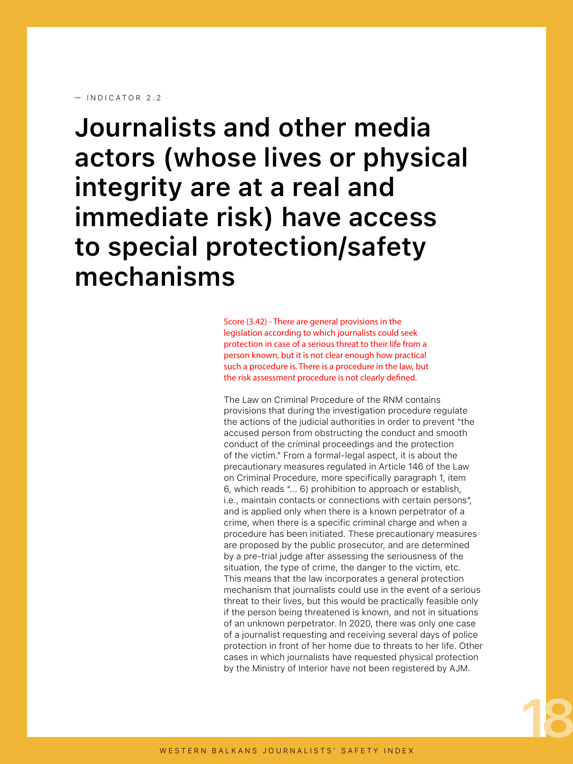— INDICATOR 2.2

# Journalists and other media actors (whose lives or physical integrity are at a real and immediate risk) have access to special protection/safety mechanisms

Score (3.42) - There are general provisions in the legislation according to which journalists could seek protection in case of a serious threat to their life from a person known, but it is not clear enough how practical such a procedure is. There is a procedure in the law, but the risk assessment procedure is not clearly defined.

The Law on Criminal Procedure of the RNM contains provisions that during the investigation procedure regulate the actions of the judicial authorities in order to prevent "the accused person from obstructing the conduct and smooth conduct of the criminal proceedings and the protection of the victim." From a formal-legal aspect, it is about the precautionary measures regulated in Article 146 of the Law on Criminal Procedure, more specifically paragraph 1, item 6, which reads "... 6) prohibition to approach or establish, i.e., maintain contacts or connections with certain persons", and is applied only when there is a known perpetrator of a crime, when there is a specific criminal charge and when a procedure has been initiated. These precautionary measures are proposed by the public prosecutor, and are determined by a pre-trial judge after assessing the seriousness of the situation, the type of crime, the danger to the victim, etc. This means that the law incorporates a general protection mechanism that journalists could use in the event of a serious threat to their lives, but this would be practically feasible only if the person being threatened is known, and not in situations of an unknown perpetrator. In 2020, there was only one case of a journalist requesting and receiving several days of police protection in front of her home due to threats to her life. Other cases in which journalists have requested physical protection by the Ministry of Interior have not been registered by AJM.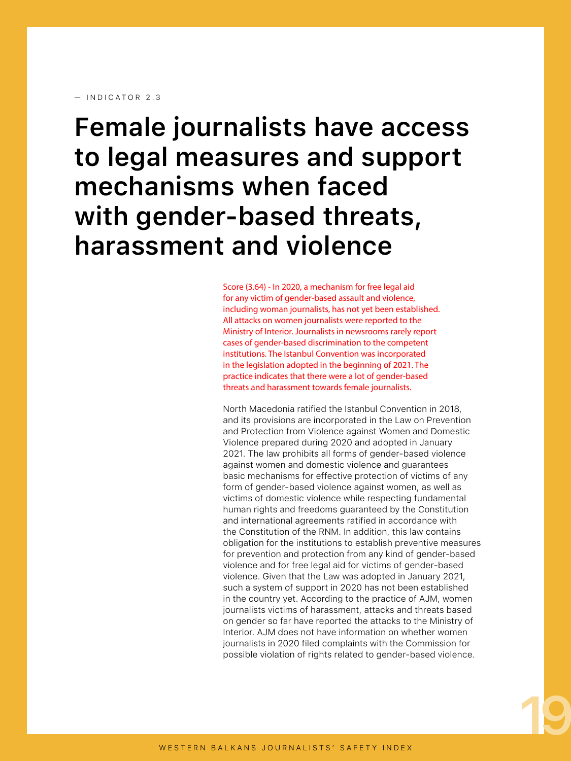— INDICATOR 2.3

# Female journalists have access to legal measures and support mechanisms when faced with gender-based threats, harassment and violence

Score (3.64) - In 2020, a mechanism for free legal aid for any victim of gender-based assault and violence, including woman journalists, has not yet been established. All attacks on women journalists were reported to the Ministry of Interior. Journalists in newsrooms rarely report cases of gender-based discrimination to the competent institutions. The Istanbul Convention was incorporated in the legislation adopted in the beginning of 2021. The practice indicates that there were a lot of gender-based threats and harassment towards female journalists.

North Macedonia ratified the Istanbul Convention in 2018, and its provisions are incorporated in the Law on Prevention and Protection from Violence against Women and Domestic Violence prepared during 2020 and adopted in January 2021. The law prohibits all forms of gender-based violence against women and domestic violence and guarantees basic mechanisms for effective protection of victims of any form of gender-based violence against women, as well as victims of domestic violence while respecting fundamental human rights and freedoms guaranteed by the Constitution and international agreements ratified in accordance with the Constitution of the RNM. In addition, this law contains obligation for the institutions to establish preventive measures for prevention and protection from any kind of gender-based violence and for free legal aid for victims of gender-based violence. Given that the Law was adopted in January 2021, such a system of support in 2020 has not been established in the country yet. According to the practice of AJM, women journalists victims of harassment, attacks and threats based on gender so far have reported the attacks to the Ministry of Interior. AJM does not have information on whether women journalists in 2020 filed complaints with the Commission for possible violation of rights related to gender-based violence.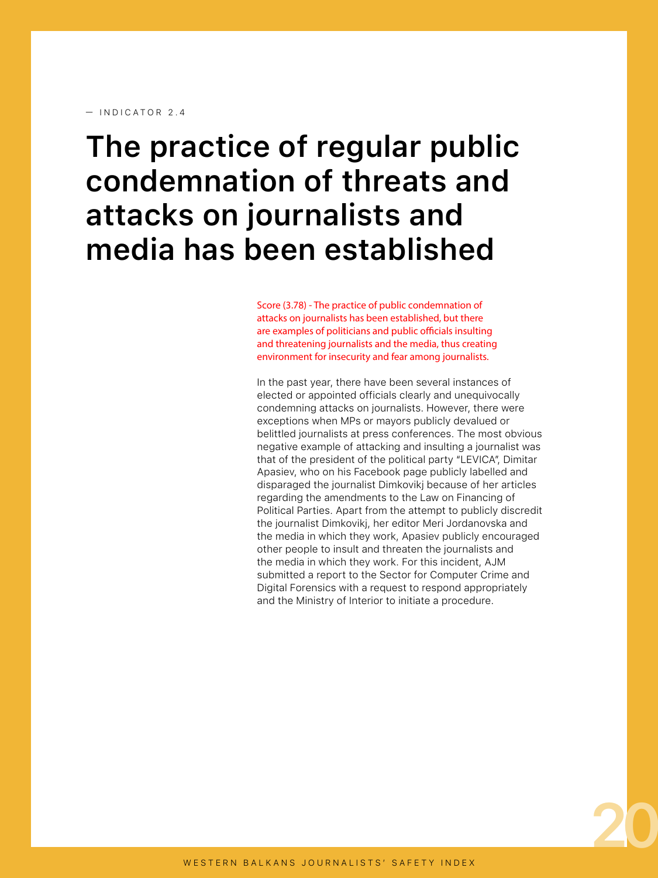— INDICATOR 2.4

# The practice of regular public condemnation of threats and attacks on journalists and media has been established

Score (3.78) - The practice of public condemnation of attacks on journalists has been established, but there are examples of politicians and public officials insulting and threatening journalists and the media, thus creating environment for insecurity and fear among journalists.

In the past year, there have been several instances of elected or appointed officials clearly and unequivocally condemning attacks on journalists. However, there were exceptions when MPs or mayors publicly devalued or belittled journalists at press conferences. The most obvious negative example of attacking and insulting a journalist was that of the president of the political party "LEVICA", Dimitar Apasiev, who on his Facebook page publicly labelled and disparaged the journalist Dimkovikj because of her articles regarding the amendments to the Law on Financing of Political Parties. Apart from the attempt to publicly discredit the journalist Dimkovikj, her editor Meri Jordanovska and the media in which they work, Apasiev publicly encouraged other people to insult and threaten the journalists and the media in which they work. For this incident, AJM submitted a report to the Sector for Computer Crime and Digital Forensics with a request to respond appropriately and the Ministry of Interior to initiate a procedure.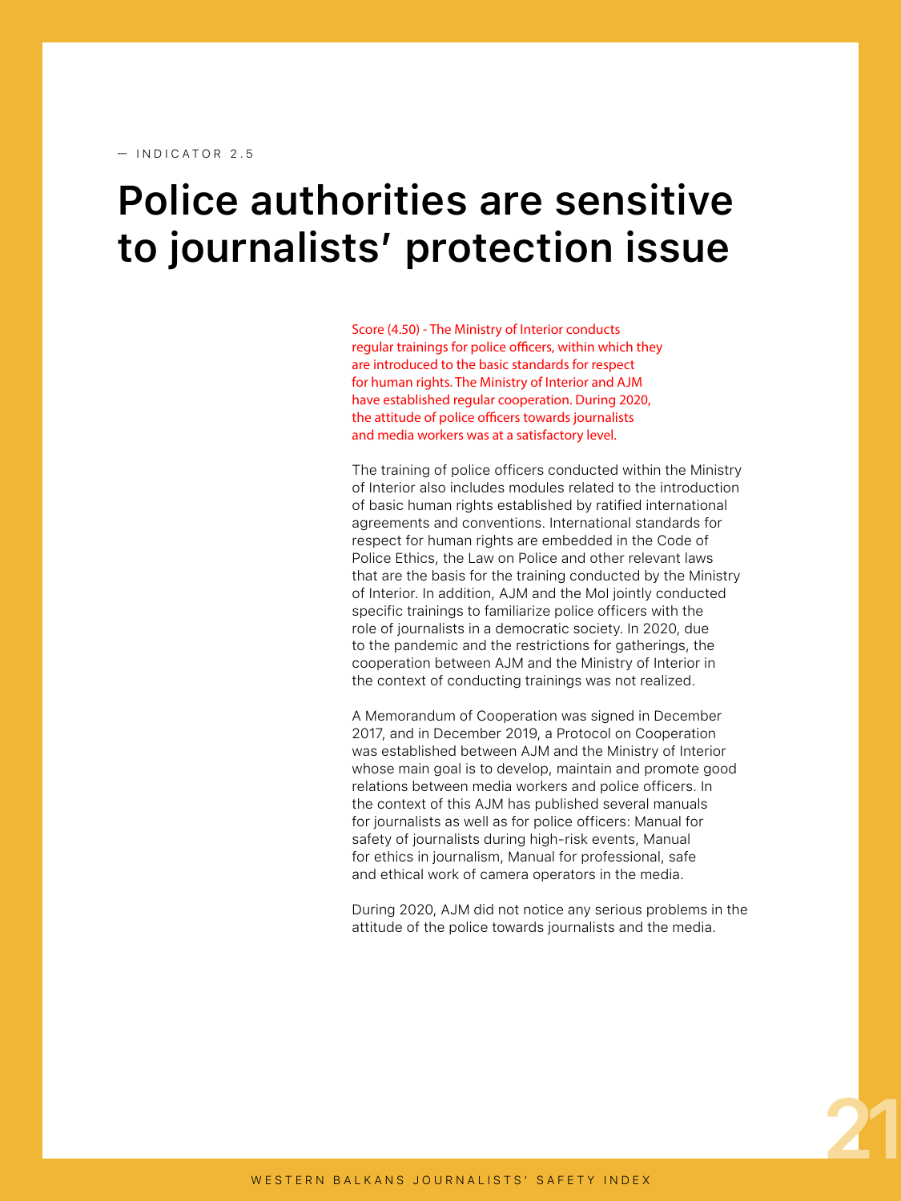— INDICATOR 2.5

# Police authorities are sensitive to journalists' protection issue

Score (4.50) - The Ministry of Interior conducts regular trainings for police officers, within which they are introduced to the basic standards for respect for human rights. The Ministry of Interior and AJM have established regular cooperation. During 2020, the attitude of police officers towards journalists and media workers was at a satisfactory level.

The training of police officers conducted within the Ministry of Interior also includes modules related to the introduction of basic human rights established by ratified international agreements and conventions. International standards for respect for human rights are embedded in the Code of Police Ethics, the Law on Police and other relevant laws that are the basis for the training conducted by the Ministry of Interior. In addition, AJM and the MoI jointly conducted specific trainings to familiarize police officers with the role of journalists in a democratic society. In 2020, due to the pandemic and the restrictions for gatherings, the cooperation between AJM and the Ministry of Interior in the context of conducting trainings was not realized.

A Memorandum of Cooperation was signed in December 2017, and in December 2019, a Protocol on Cooperation was established between AJM and the Ministry of Interior whose main goal is to develop, maintain and promote good relations between media workers and police officers. In the context of this AJM has published several manuals for journalists as well as for police officers: Manual for safety of journalists during high-risk events, Manual for ethics in journalism, Manual for professional, safe and ethical work of camera operators in the media.

During 2020, AJM did not notice any serious problems in the attitude of the police towards journalists and the media.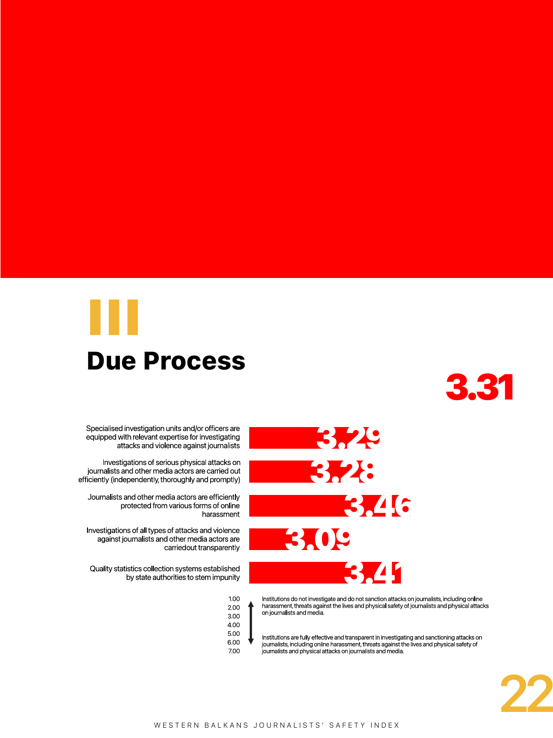# III

# Due Process

**3.31**

| Indicator | Score |
|---|---|
| Specialised investigation units and/or officers are equipped with relevant expertise for investigating attacks and violence against journalists | 3.29 |
| Investigations of serious physical attacks on journalists and other media actors are carried out efficiently (independently, thoroughly and promptly) | 3.28 |
| Journalists and other media actors are efficiently protected from various forms of online harassment | 3.46 |
| Investigations of all types of attacks and violence against journalists and other media actors are carriedout transparently | 3.09 |
| Quality statistics collection systems established by state authorities to stem impunity | 3.41 |

1.00
2.00
3.00
4.00
5.00
6.00
7.00

Institutions do not investigate and do not sanction attacks on journalists, including online harassment, threats against the lives and physical safety of journalists and physical attacks on journalists and media.

Institutions are fully effective and transparent in investigating and sanctioning attacks on journalists, including online harassment, threats against the lives and physical safety of journalists and physical attacks on journalists and media.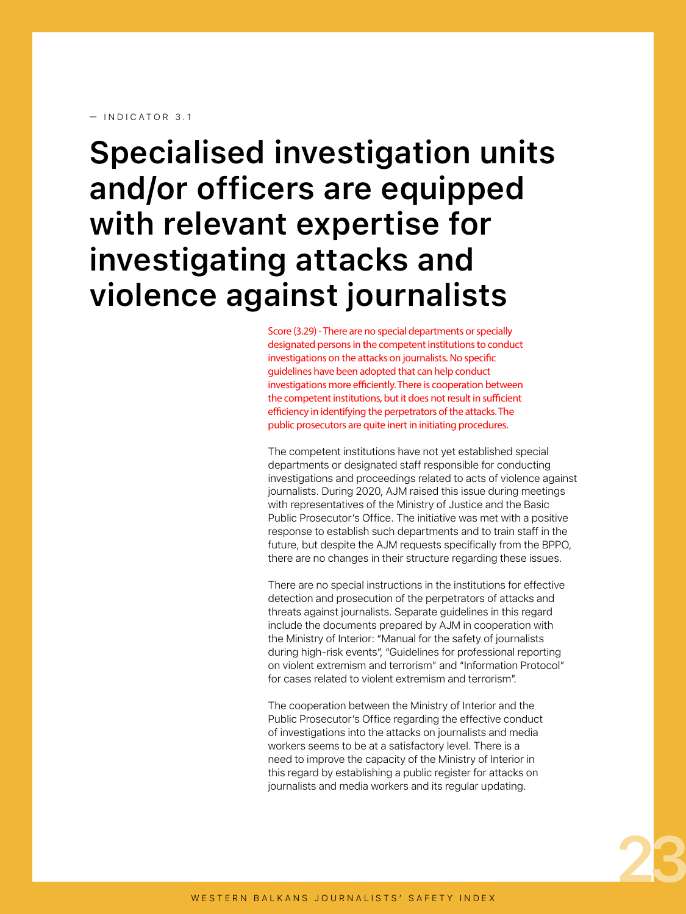— INDICATOR 3.1

# Specialised investigation units and/or officers are equipped with relevant expertise for investigating attacks and violence against journalists

Score (3.29) - There are no special departments or specially designated persons in the competent institutions to conduct investigations on the attacks on journalists. No specific guidelines have been adopted that can help conduct investigations more efficiently. There is cooperation between the competent institutions, but it does not result in sufficient efficiency in identifying the perpetrators of the attacks. The public prosecutors are quite inert in initiating procedures.

The competent institutions have not yet established special departments or designated staff responsible for conducting investigations and proceedings related to acts of violence against journalists. During 2020, AJM raised this issue during meetings with representatives of the Ministry of Justice and the Basic Public Prosecutor's Office. The initiative was met with a positive response to establish such departments and to train staff in the future, but despite the AJM requests specifically from the BPPO, there are no changes in their structure regarding these issues.

There are no special instructions in the institutions for effective detection and prosecution of the perpetrators of attacks and threats against journalists. Separate guidelines in this regard include the documents prepared by AJM in cooperation with the Ministry of Interior: "Manual for the safety of journalists during high-risk events", "Guidelines for professional reporting on violent extremism and terrorism" and "Information Protocol" for cases related to violent extremism and terrorism".

The cooperation between the Ministry of Interior and the Public Prosecutor's Office regarding the effective conduct of investigations into the attacks on journalists and media workers seems to be at a satisfactory level. There is a need to improve the capacity of the Ministry of Interior in this regard by establishing a public register for attacks on journalists and media workers and its regular updating.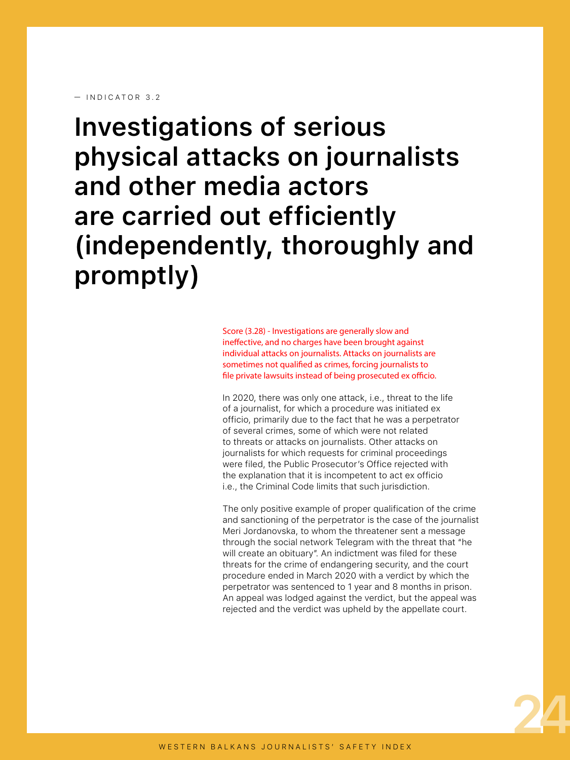— INDICATOR 3.2

# Investigations of serious physical attacks on journalists and other media actors are carried out efficiently (independently, thoroughly and promptly)

Score (3.28) - Investigations are generally slow and ineffective, and no charges have been brought against individual attacks on journalists. Attacks on journalists are sometimes not qualified as crimes, forcing journalists to file private lawsuits instead of being prosecuted ex officio.

In 2020, there was only one attack, i.e., threat to the life of a journalist, for which a procedure was initiated ex officio, primarily due to the fact that he was a perpetrator of several crimes, some of which were not related to threats or attacks on journalists. Other attacks on journalists for which requests for criminal proceedings were filed, the Public Prosecutor's Office rejected with the explanation that it is incompetent to act ex officio i.e., the Criminal Code limits that such jurisdiction.

The only positive example of proper qualification of the crime and sanctioning of the perpetrator is the case of the journalist Meri Jordanovska, to whom the threatener sent a message through the social network Telegram with the threat that "he will create an obituary". An indictment was filed for these threats for the crime of endangering security, and the court procedure ended in March 2020 with a verdict by which the perpetrator was sentenced to 1 year and 8 months in prison. An appeal was lodged against the verdict, but the appeal was rejected and the verdict was upheld by the appellate court.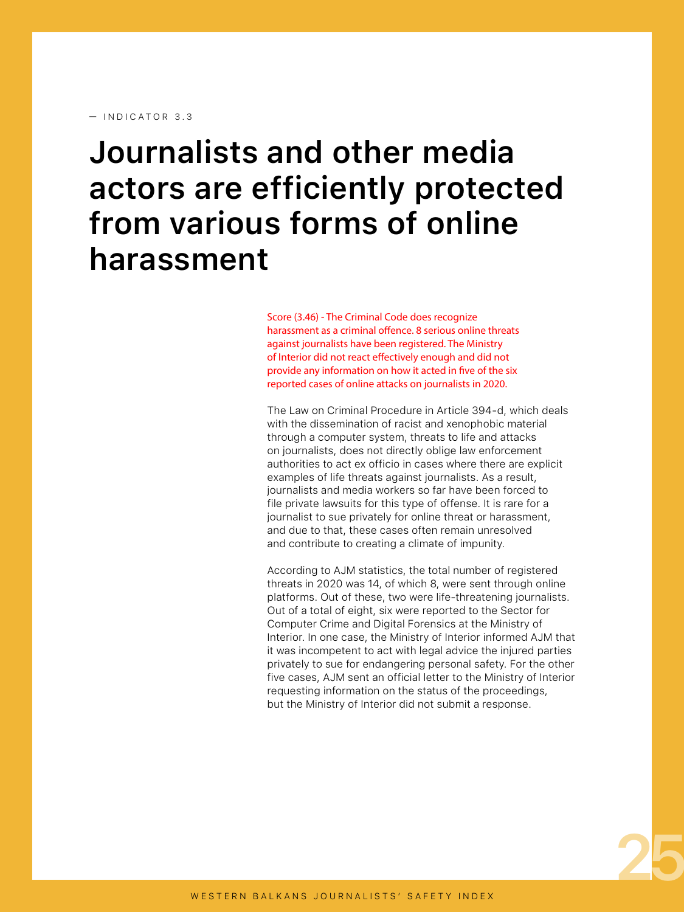— INDICATOR 3.3

# Journalists and other media actors are efficiently protected from various forms of online harassment

Score (3.46) - The Criminal Code does recognize harassment as a criminal offence. 8 serious online threats against journalists have been registered. The Ministry of Interior did not react effectively enough and did not provide any information on how it acted in five of the six reported cases of online attacks on journalists in 2020.

The Law on Criminal Procedure in Article 394-d, which deals with the dissemination of racist and xenophobic material through a computer system, threats to life and attacks on journalists, does not directly oblige law enforcement authorities to act ex officio in cases where there are explicit examples of life threats against journalists. As a result, journalists and media workers so far have been forced to file private lawsuits for this type of offense. It is rare for a journalist to sue privately for online threat or harassment, and due to that, these cases often remain unresolved and contribute to creating a climate of impunity.

According to AJM statistics, the total number of registered threats in 2020 was 14, of which 8, were sent through online platforms. Out of these, two were life-threatening journalists. Out of a total of eight, six were reported to the Sector for Computer Crime and Digital Forensics at the Ministry of Interior. In one case, the Ministry of Interior informed AJM that it was incompetent to act with legal advice the injured parties privately to sue for endangering personal safety. For the other five cases, AJM sent an official letter to the Ministry of Interior requesting information on the status of the proceedings, but the Ministry of Interior did not submit a response.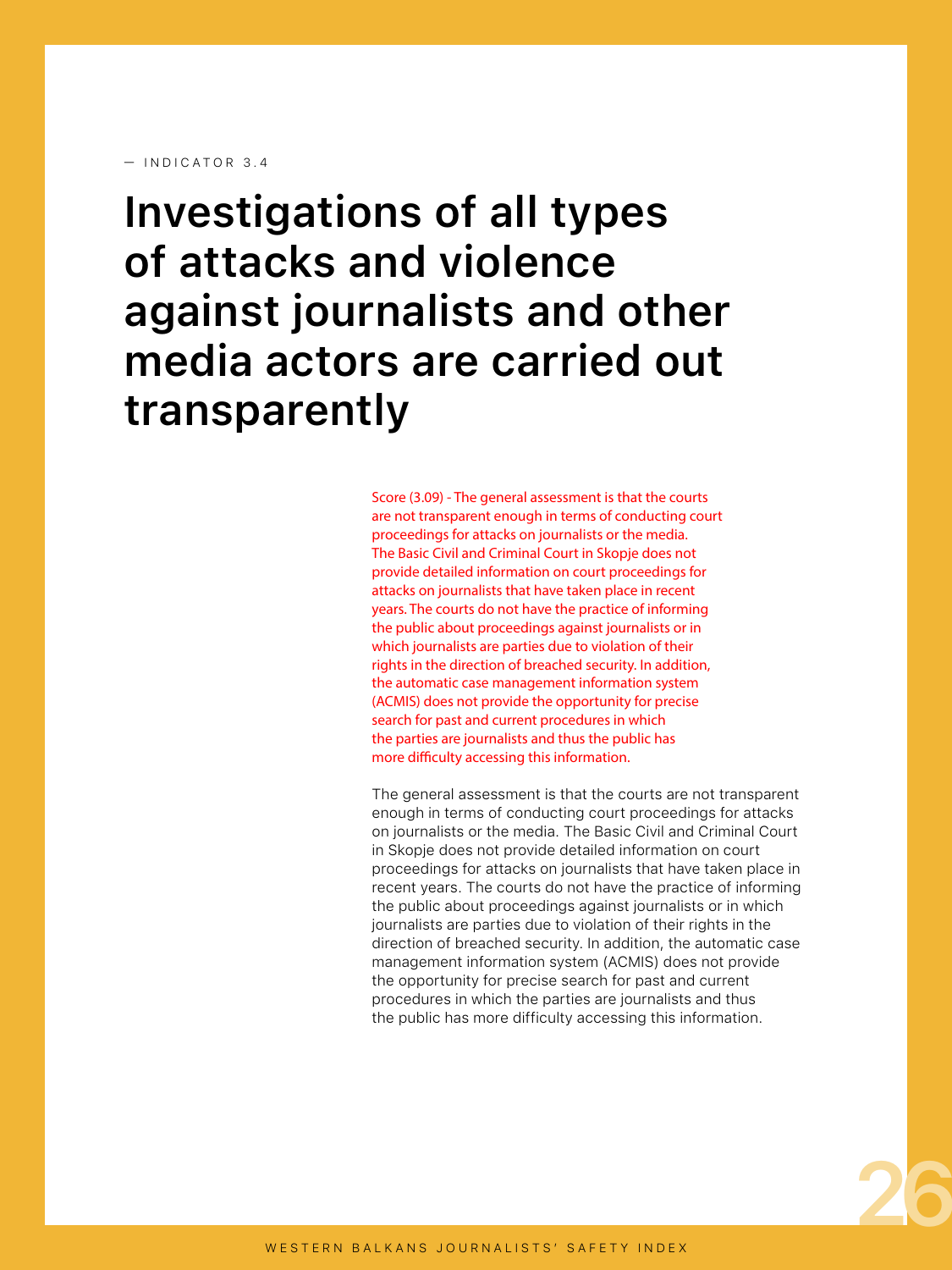— INDICATOR 3.4

# Investigations of all types of attacks and violence against journalists and other media actors are carried out transparently

Score (3.09) - The general assessment is that the courts are not transparent enough in terms of conducting court proceedings for attacks on journalists or the media. The Basic Civil and Criminal Court in Skopje does not provide detailed information on court proceedings for attacks on journalists that have taken place in recent years. The courts do not have the practice of informing the public about proceedings against journalists or in which journalists are parties due to violation of their rights in the direction of breached security. In addition, the automatic case management information system (ACMIS) does not provide the opportunity for precise search for past and current procedures in which the parties are journalists and thus the public has more difficulty accessing this information.

The general assessment is that the courts are not transparent enough in terms of conducting court proceedings for attacks on journalists or the media. The Basic Civil and Criminal Court in Skopje does not provide detailed information on court proceedings for attacks on journalists that have taken place in recent years. The courts do not have the practice of informing the public about proceedings against journalists or in which journalists are parties due to violation of their rights in the direction of breached security. In addition, the automatic case management information system (ACMIS) does not provide the opportunity for precise search for past and current procedures in which the parties are journalists and thus the public has more difficulty accessing this information.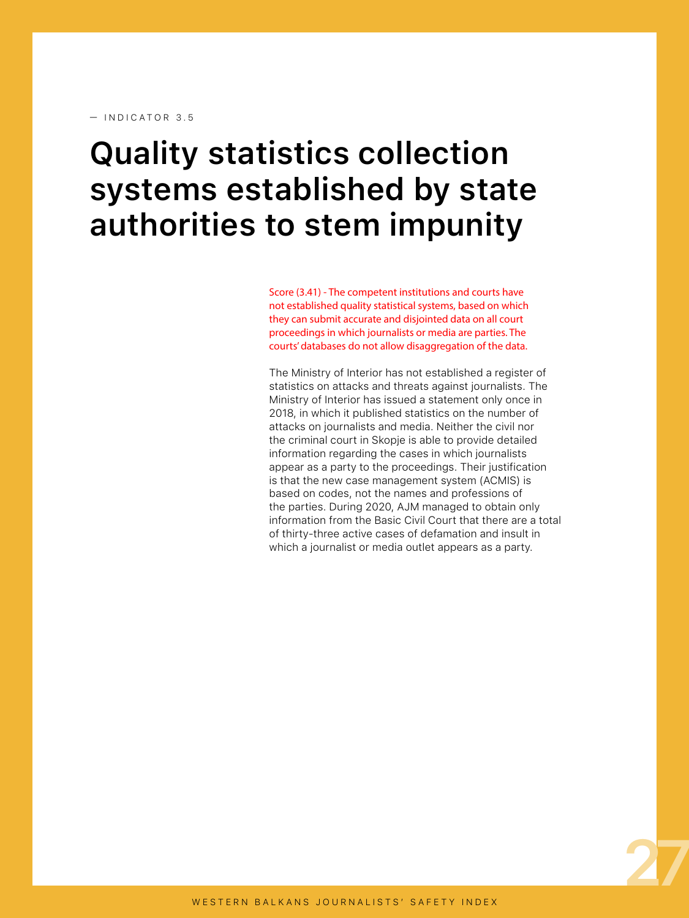— INDICATOR 3.5

# Quality statistics collection systems established by state authorities to stem impunity

Score (3.41) - The competent institutions and courts have not established quality statistical systems, based on which they can submit accurate and disjointed data on all court proceedings in which journalists or media are parties. The courts' databases do not allow disaggregation of the data.

The Ministry of Interior has not established a register of statistics on attacks and threats against journalists. The Ministry of Interior has issued a statement only once in 2018, in which it published statistics on the number of attacks on journalists and media. Neither the civil nor the criminal court in Skopje is able to provide detailed information regarding the cases in which journalists appear as a party to the proceedings. Their justification is that the new case management system (ACMIS) is based on codes, not the names and professions of the parties. During 2020, AJM managed to obtain only information from the Basic Civil Court that there are a total of thirty-three active cases of defamation and insult in which a journalist or media outlet appears as a party.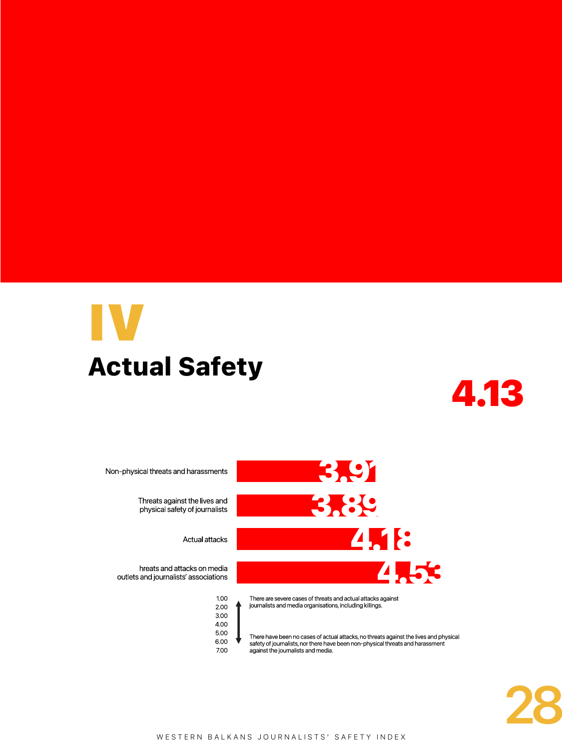# IV

# Actual Safety

**4.13**

| Indicator | Score |
|---|---|
| Non-physical threats and harassments | 3.91 |
| Threats against the lives and physical safety of journalists | 3.89 |
| Actual attacks | 4.18 |
| hreats and attacks on media outlets and journalists' associations | 4.53 |

| Scale | |
|---|---|
| 1.00 | There are severe cases of threats and actual attacks against journalists and media organisations, including killings. |
| 2.00 | |
| 3.00 | |
| 4.00 | |
| 5.00 | |
| 6.00 | |
| 7.00 | There have been no cases of actual attacks, no threats against the lives and physical safety of journalists, nor there have been non-physical threats and harassment against the journalists and media. |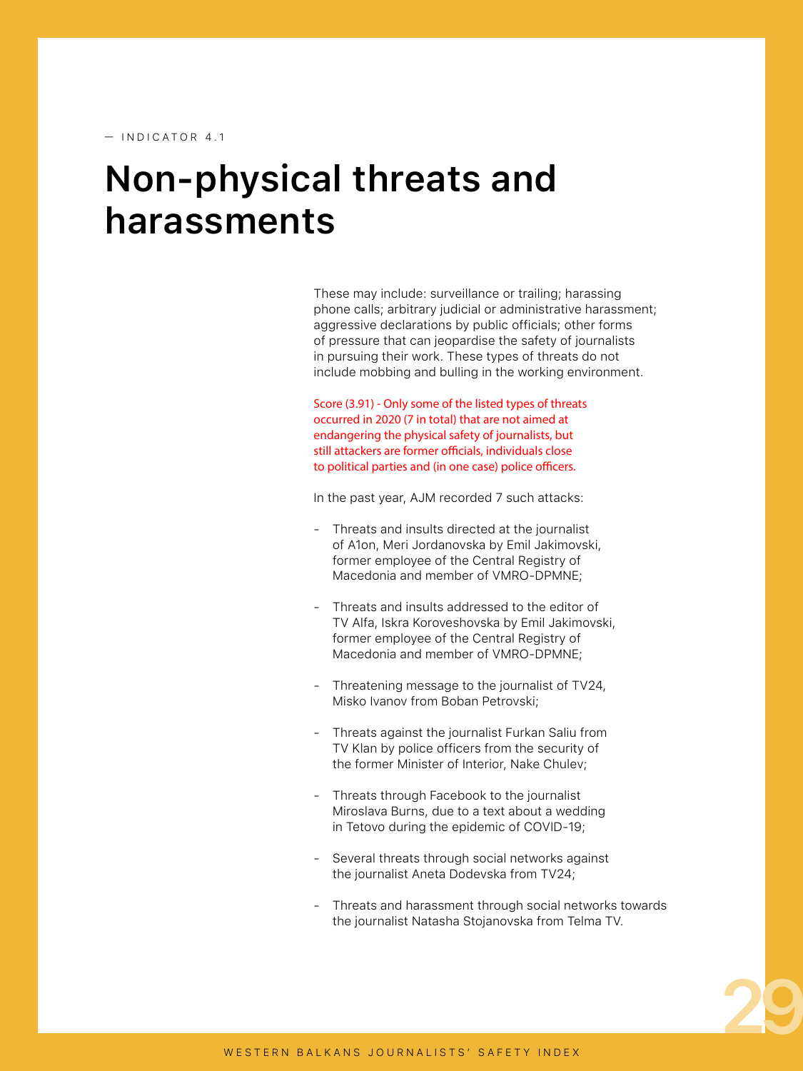— INDICATOR 4.1

# Non-physical threats and harassments

These may include: surveillance or trailing; harassing phone calls; arbitrary judicial or administrative harassment; aggressive declarations by public officials; other forms of pressure that can jeopardise the safety of journalists in pursuing their work. These types of threats do not include mobbing and bulling in the working environment.

Score (3.91) - Only some of the listed types of threats occurred in 2020 (7 in total) that are not aimed at endangering the physical safety of journalists, but still attackers are former officials, individuals close to political parties and (in one case) police officers.

In the past year, AJM recorded 7 such attacks:

- Threats and insults directed at the journalist of A1on, Meri Jordanovska by Emil Jakimovski, former employee of the Central Registry of Macedonia and member of VMRO-DPMNE;
- Threats and insults addressed to the editor of TV Alfa, Iskra Koroveshovska by Emil Jakimovski, former employee of the Central Registry of Macedonia and member of VMRO-DPMNE;
- Threatening message to the journalist of TV24, Misko Ivanov from Boban Petrovski;
- Threats against the journalist Furkan Saliu from TV Klan by police officers from the security of the former Minister of Interior, Nake Chulev;
- Threats through Facebook to the journalist Miroslava Burns, due to a text about a wedding in Tetovo during the epidemic of COVID-19;
- Several threats through social networks against the journalist Aneta Dodevska from TV24;
- Threats and harassment through social networks towards the journalist Natasha Stojanovska from Telma TV.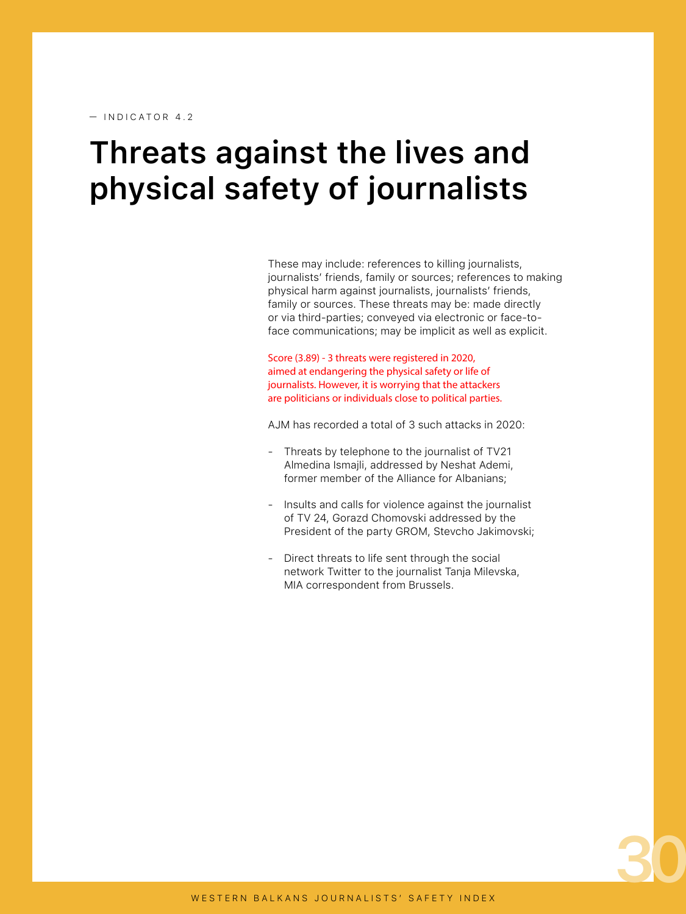— INDICATOR 4.2

# Threats against the lives and physical safety of journalists

These may include: references to killing journalists, journalists' friends, family or sources; references to making physical harm against journalists, journalists' friends, family or sources. These threats may be: made directly or via third-parties; conveyed via electronic or face-to-face communications; may be implicit as well as explicit.

Score (3.89) - 3 threats were registered in 2020, aimed at endangering the physical safety or life of journalists. However, it is worrying that the attackers are politicians or individuals close to political parties.

AJM has recorded a total of 3 such attacks in 2020:

- Threats by telephone to the journalist of TV21 Almedina Ismajli, addressed by Neshat Ademi, former member of the Alliance for Albanians;
- Insults and calls for violence against the journalist of TV 24, Gorazd Chomovski addressed by the President of the party GROM, Stevcho Jakimovski;
- Direct threats to life sent through the social network Twitter to the journalist Tanja Milevska, MIA correspondent from Brussels.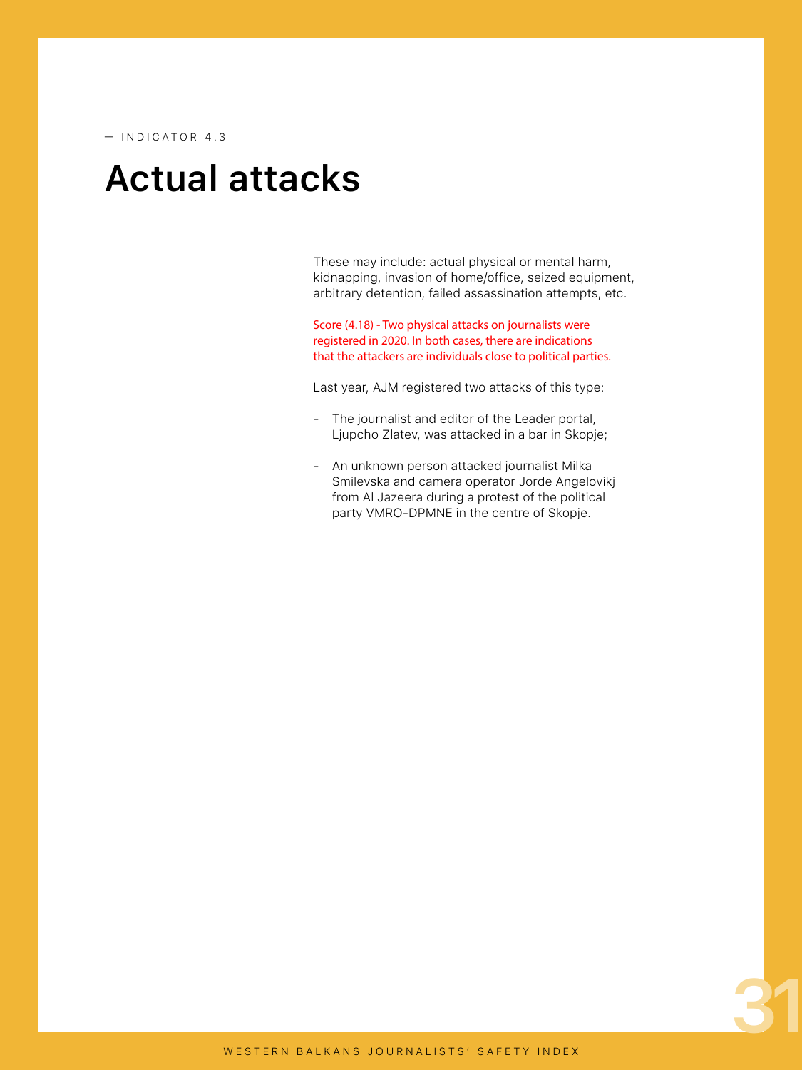— INDICATOR 4.3

# Actual attacks

These may include: actual physical or mental harm, kidnapping, invasion of home/office, seized equipment, arbitrary detention, failed assassination attempts, etc.

Score (4.18) - Two physical attacks on journalists were registered in 2020. In both cases, there are indications that the attackers are individuals close to political parties.

Last year, AJM registered two attacks of this type:

- The journalist and editor of the Leader portal, Ljupcho Zlatev, was attacked in a bar in Skopje;
- An unknown person attacked journalist Milka Smilevska and camera operator Jorde Angelovikj from Al Jazeera during a protest of the political party VMRO-DPMNE in the centre of Skopje.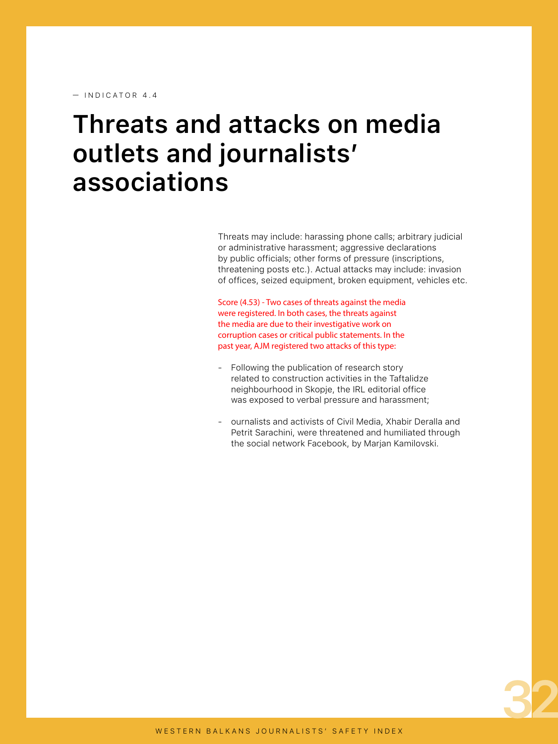— INDICATOR 4.4

# Threats and attacks on media outlets and journalists' associations

Threats may include: harassing phone calls; arbitrary judicial or administrative harassment; aggressive declarations by public officials; other forms of pressure (inscriptions, threatening posts etc.). Actual attacks may include: invasion of offices, seized equipment, broken equipment, vehicles etc.

Score (4.53) - Two cases of threats against the media were registered. In both cases, the threats against the media are due to their investigative work on corruption cases or critical public statements. In the past year, AJM registered two attacks of this type:

- Following the publication of research story related to construction activities in the Taftalidze neighbourhood in Skopje, the IRL editorial office was exposed to verbal pressure and harassment;
- ournalists and activists of Civil Media, Xhabir Deralla and Petrit Sarachini, were threatened and humiliated through the social network Facebook, by Marjan Kamilovski.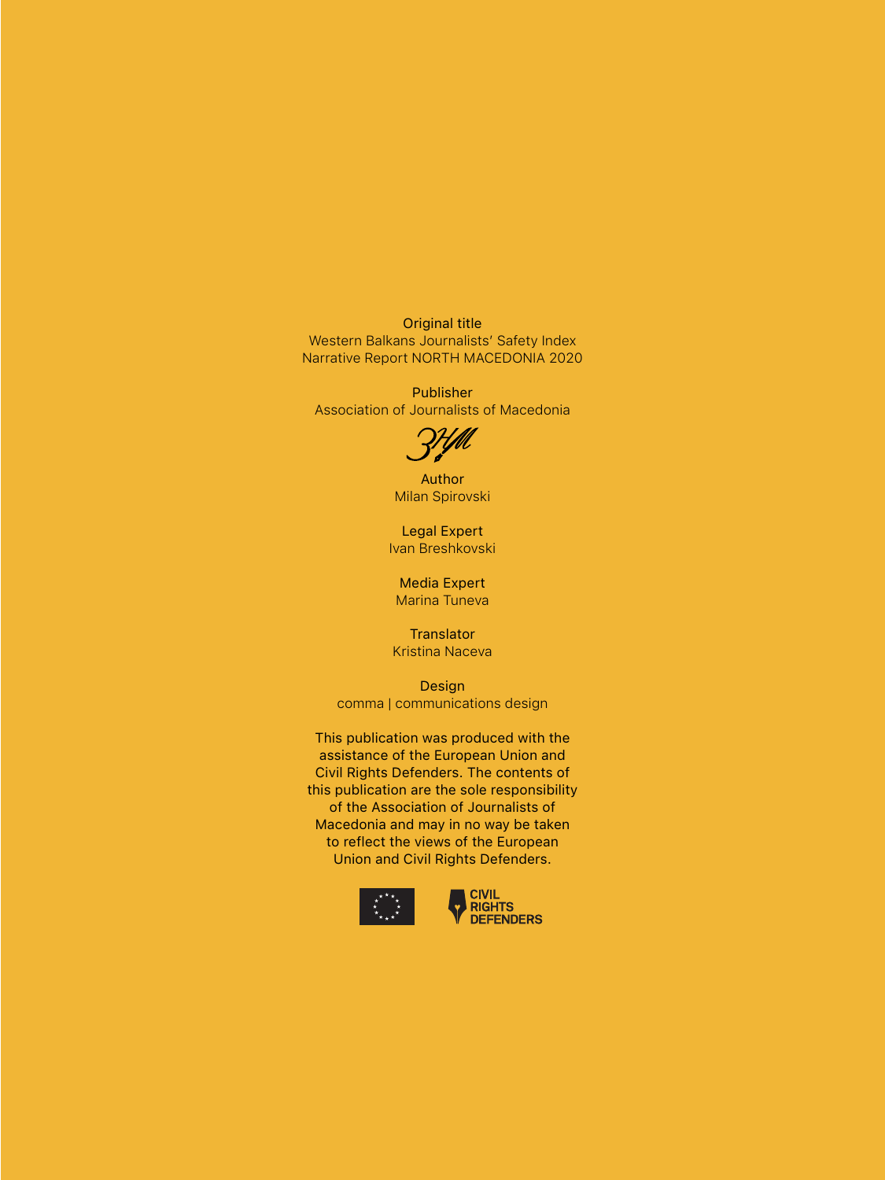Original title
Western Balkans Journalists' Safety Index
Narrative Report NORTH MACEDONIA 2020

Publisher
Association of Journalists of Macedonia

Author
Milan Spirovski

Legal Expert
Ivan Breshkovski

Media Expert
Marina Tuneva

Translator
Kristina Naceva

Design
comma | communications design

This publication was produced with the assistance of the European Union and Civil Rights Defenders. The contents of this publication are the sole responsibility of the Association of Journalists of Macedonia and may in no way be taken to reflect the views of the European Union and Civil Rights Defenders.

CIVIL
RIGHTS
DEFENDERS